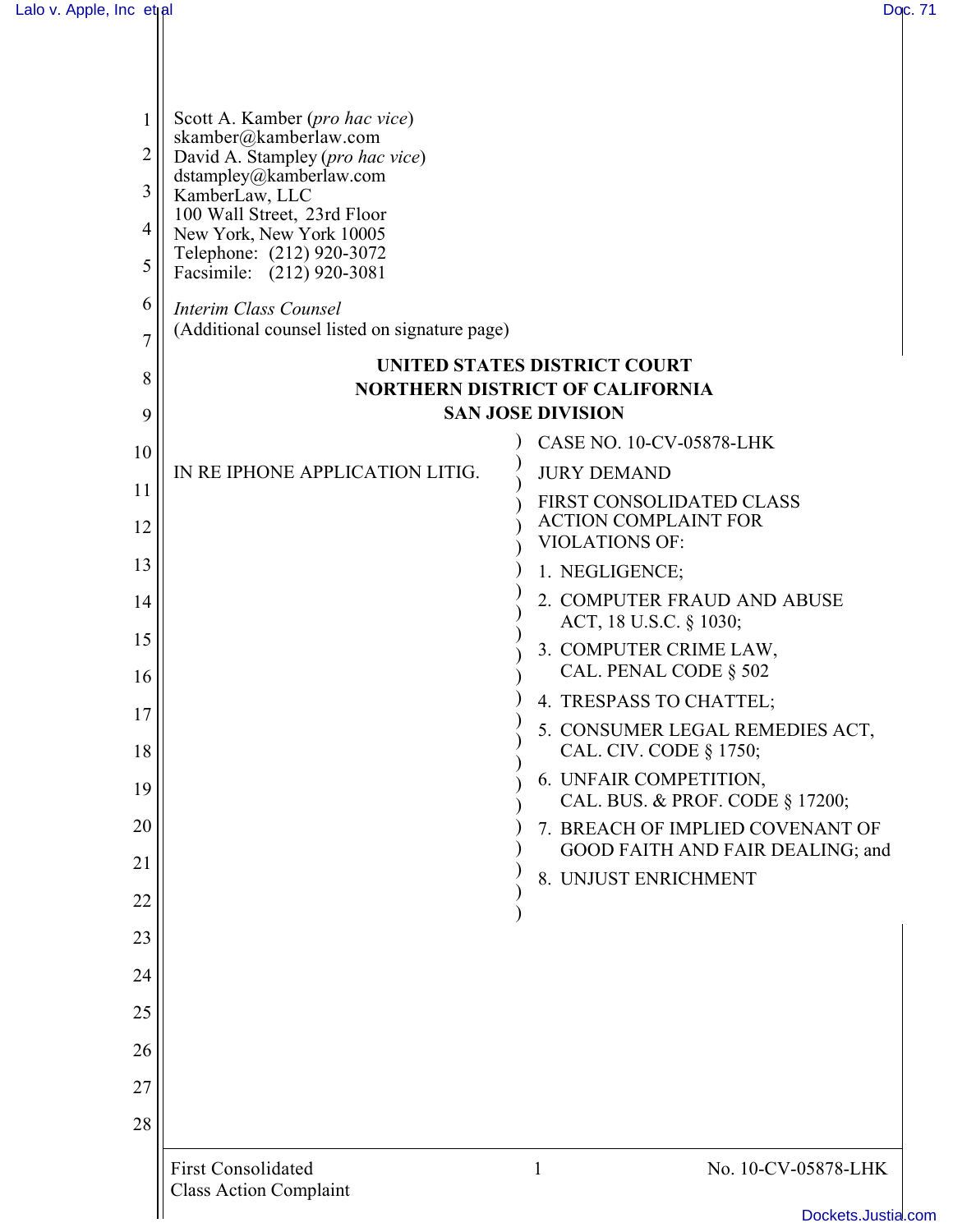Scott A. Kamber (*pro hac vice*)
skamber@kamberlaw.com
David A. Stampley (*pro hac vice*)
dstampley@kamberlaw.com
KamberLaw, LLC
100 Wall Street, 23rd Floor
New York, New York 10005
Telephone: (212) 920-3072
Facsimile: (212) 920-3081

*Interim Class Counsel*
(Additional counsel listed on signature page)

**UNITED STATES DISTRICT COURT**
**NORTHERN DISTRICT OF CALIFORNIA**
**SAN JOSE DIVISION**

IN RE IPHONE APPLICATION LITIG.

CASE NO. 10-CV-05878-LHK

JURY DEMAND

FIRST CONSOLIDATED CLASS ACTION COMPLAINT FOR VIOLATIONS OF:

1. NEGLIGENCE;
2. COMPUTER FRAUD AND ABUSE ACT, 18 U.S.C. § 1030;
3. COMPUTER CRIME LAW, CAL. PENAL CODE § 502
4. TRESPASS TO CHATTEL;
5. CONSUMER LEGAL REMEDIES ACT, CAL. CIV. CODE § 1750;
6. UNFAIR COMPETITION, CAL. BUS. & PROF. CODE § 17200;
7. BREACH OF IMPLIED COVENANT OF GOOD FAITH AND FAIR DEALING; and
8. UNJUST ENRICHMENT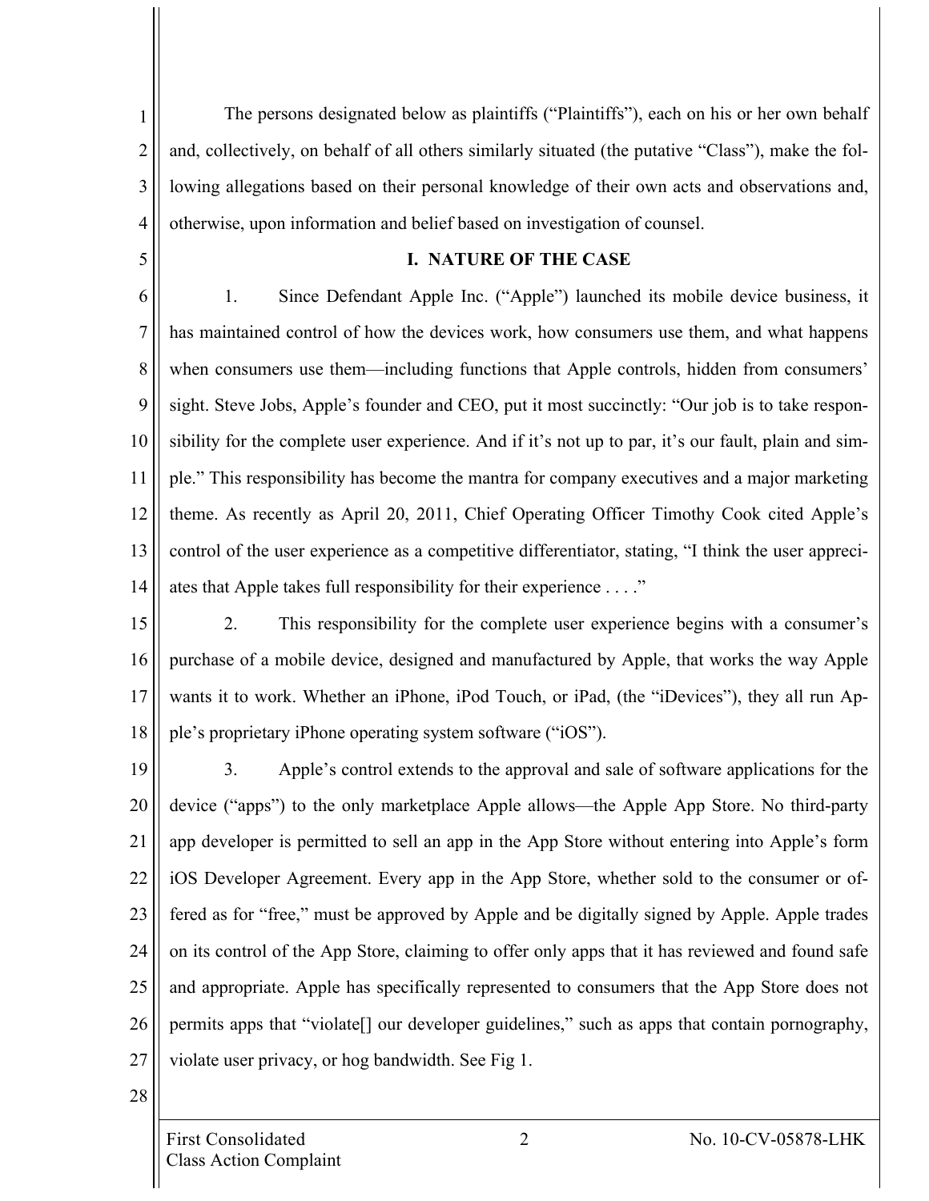The persons designated below as plaintiffs ("Plaintiffs"), each on his or her own behalf and, collectively, on behalf of all others similarly situated (the putative "Class"), make the following allegations based on their personal knowledge of their own acts and observations and, otherwise, upon information and belief based on investigation of counsel.

## I. NATURE OF THE CASE

1. Since Defendant Apple Inc. ("Apple") launched its mobile device business, it has maintained control of how the devices work, how consumers use them, and what happens when consumers use them—including functions that Apple controls, hidden from consumers' sight. Steve Jobs, Apple's founder and CEO, put it most succinctly: "Our job is to take responsibility for the complete user experience. And if it's not up to par, it's our fault, plain and simple." This responsibility has become the mantra for company executives and a major marketing theme. As recently as April 20, 2011, Chief Operating Officer Timothy Cook cited Apple's control of the user experience as a competitive differentiator, stating, "I think the user appreciates that Apple takes full responsibility for their experience . . . ."

2. This responsibility for the complete user experience begins with a consumer's purchase of a mobile device, designed and manufactured by Apple, that works the way Apple wants it to work. Whether an iPhone, iPod Touch, or iPad, (the "iDevices"), they all run Apple's proprietary iPhone operating system software ("iOS").

3. Apple's control extends to the approval and sale of software applications for the device ("apps") to the only marketplace Apple allows—the Apple App Store. No third-party app developer is permitted to sell an app in the App Store without entering into Apple's form iOS Developer Agreement. Every app in the App Store, whether sold to the consumer or offered as for "free," must be approved by Apple and be digitally signed by Apple. Apple trades on its control of the App Store, claiming to offer only apps that it has reviewed and found safe and appropriate. Apple has specifically represented to consumers that the App Store does not permits apps that "violate[] our developer guidelines," such as apps that contain pornography, violate user privacy, or hog bandwidth. See Fig 1.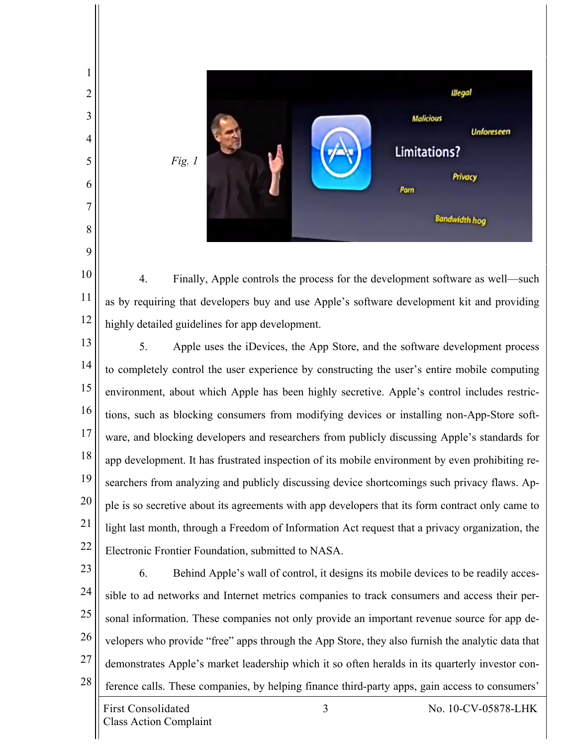*Fig. 1*

4. Finally, Apple controls the process for the development software as well—such as by requiring that developers buy and use Apple's software development kit and providing highly detailed guidelines for app development.

5. Apple uses the iDevices, the App Store, and the software development process to completely control the user experience by constructing the user's entire mobile computing environment, about which Apple has been highly secretive. Apple's control includes restrictions, such as blocking consumers from modifying devices or installing non-App-Store software, and blocking developers and researchers from publicly discussing Apple's standards for app development. It has frustrated inspection of its mobile environment by even prohibiting researchers from analyzing and publicly discussing device shortcomings such privacy flaws. Apple is so secretive about its agreements with app developers that its form contract only came to light last month, through a Freedom of Information Act request that a privacy organization, the Electronic Frontier Foundation, submitted to NASA.

6. Behind Apple's wall of control, it designs its mobile devices to be readily accessible to ad networks and Internet metrics companies to track consumers and access their personal information. These companies not only provide an important revenue source for app developers who provide "free" apps through the App Store, they also furnish the analytic data that demonstrates Apple's market leadership which it so often heralds in its quarterly investor conference calls. These companies, by helping finance third-party apps, gain access to consumers'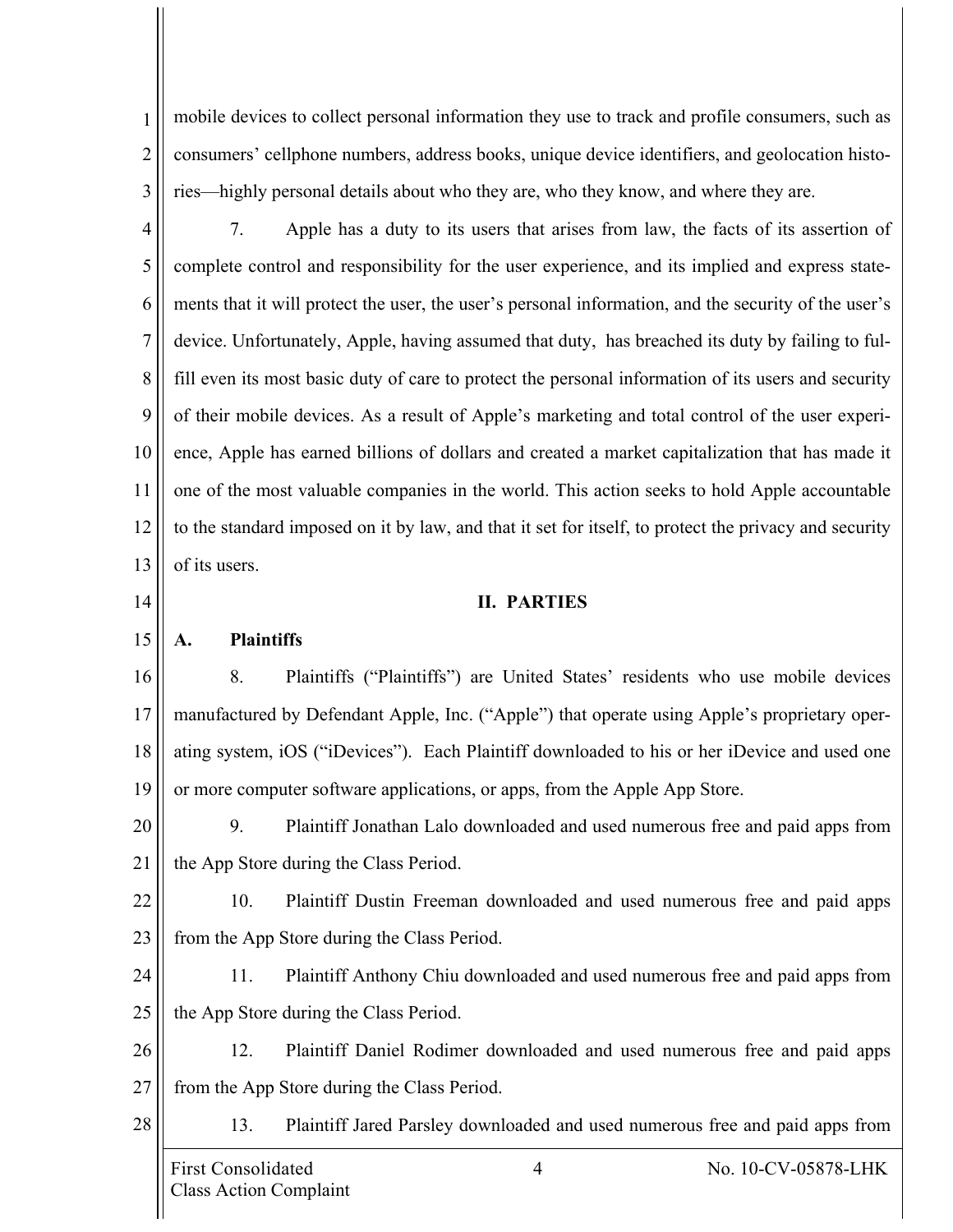mobile devices to collect personal information they use to track and profile consumers, such as consumers' cellphone numbers, address books, unique device identifiers, and geolocation histories—highly personal details about who they are, who they know, and where they are.

7. Apple has a duty to its users that arises from law, the facts of its assertion of complete control and responsibility for the user experience, and its implied and express statements that it will protect the user, the user's personal information, and the security of the user's device. Unfortunately, Apple, having assumed that duty, has breached its duty by failing to fulfill even its most basic duty of care to protect the personal information of its users and security of their mobile devices. As a result of Apple's marketing and total control of the user experience, Apple has earned billions of dollars and created a market capitalization that has made it one of the most valuable companies in the world. This action seeks to hold Apple accountable to the standard imposed on it by law, and that it set for itself, to protect the privacy and security of its users.

## II. PARTIES

### A. Plaintiffs

8. Plaintiffs ("Plaintiffs") are United States' residents who use mobile devices manufactured by Defendant Apple, Inc. ("Apple") that operate using Apple's proprietary operating system, iOS ("iDevices"). Each Plaintiff downloaded to his or her iDevice and used one or more computer software applications, or apps, from the Apple App Store.

9. Plaintiff Jonathan Lalo downloaded and used numerous free and paid apps from the App Store during the Class Period.

10. Plaintiff Dustin Freeman downloaded and used numerous free and paid apps from the App Store during the Class Period.

11. Plaintiff Anthony Chiu downloaded and used numerous free and paid apps from the App Store during the Class Period.

12. Plaintiff Daniel Rodimer downloaded and used numerous free and paid apps from the App Store during the Class Period.

13. Plaintiff Jared Parsley downloaded and used numerous free and paid apps from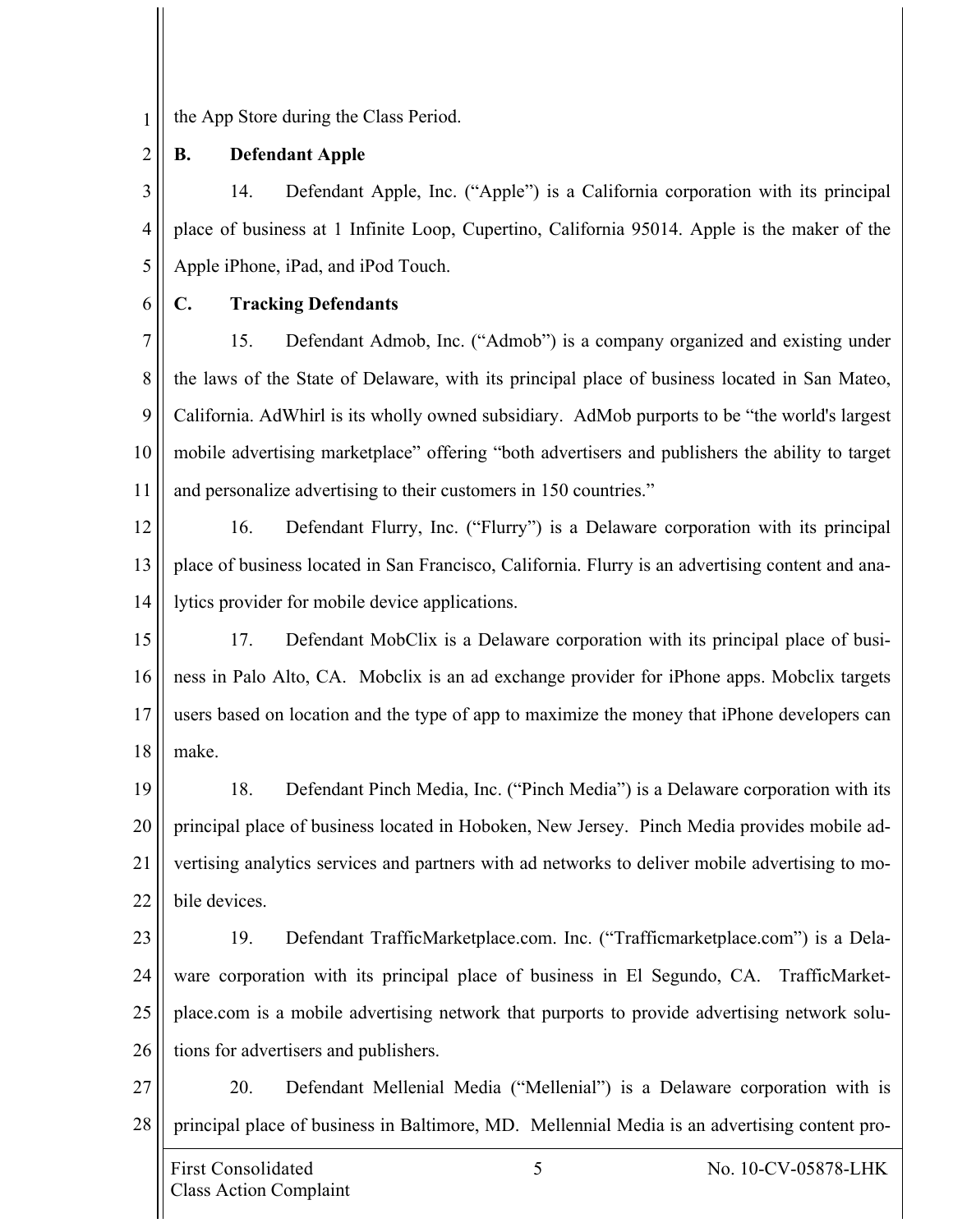the App Store during the Class Period.

**B. Defendant Apple**

14. Defendant Apple, Inc. ("Apple") is a California corporation with its principal place of business at 1 Infinite Loop, Cupertino, California 95014. Apple is the maker of the Apple iPhone, iPad, and iPod Touch.

**C. Tracking Defendants**

15. Defendant Admob, Inc. ("Admob") is a company organized and existing under the laws of the State of Delaware, with its principal place of business located in San Mateo, California. AdWhirl is its wholly owned subsidiary. AdMob purports to be "the world's largest mobile advertising marketplace" offering "both advertisers and publishers the ability to target and personalize advertising to their customers in 150 countries."

16. Defendant Flurry, Inc. ("Flurry") is a Delaware corporation with its principal place of business located in San Francisco, California. Flurry is an advertising content and analytics provider for mobile device applications.

17. Defendant MobClix is a Delaware corporation with its principal place of business in Palo Alto, CA. Mobclix is an ad exchange provider for iPhone apps. Mobclix targets users based on location and the type of app to maximize the money that iPhone developers can make.

18. Defendant Pinch Media, Inc. ("Pinch Media") is a Delaware corporation with its principal place of business located in Hoboken, New Jersey. Pinch Media provides mobile advertising analytics services and partners with ad networks to deliver mobile advertising to mobile devices.

19. Defendant TrafficMarketplace.com. Inc. ("Trafficmarketplace.com") is a Delaware corporation with its principal place of business in El Segundo, CA. TrafficMarketplace.com is a mobile advertising network that purports to provide advertising network solutions for advertisers and publishers.

20. Defendant Mellenial Media ("Mellenial") is a Delaware corporation with is principal place of business in Baltimore, MD. Mellennial Media is an advertising content pro-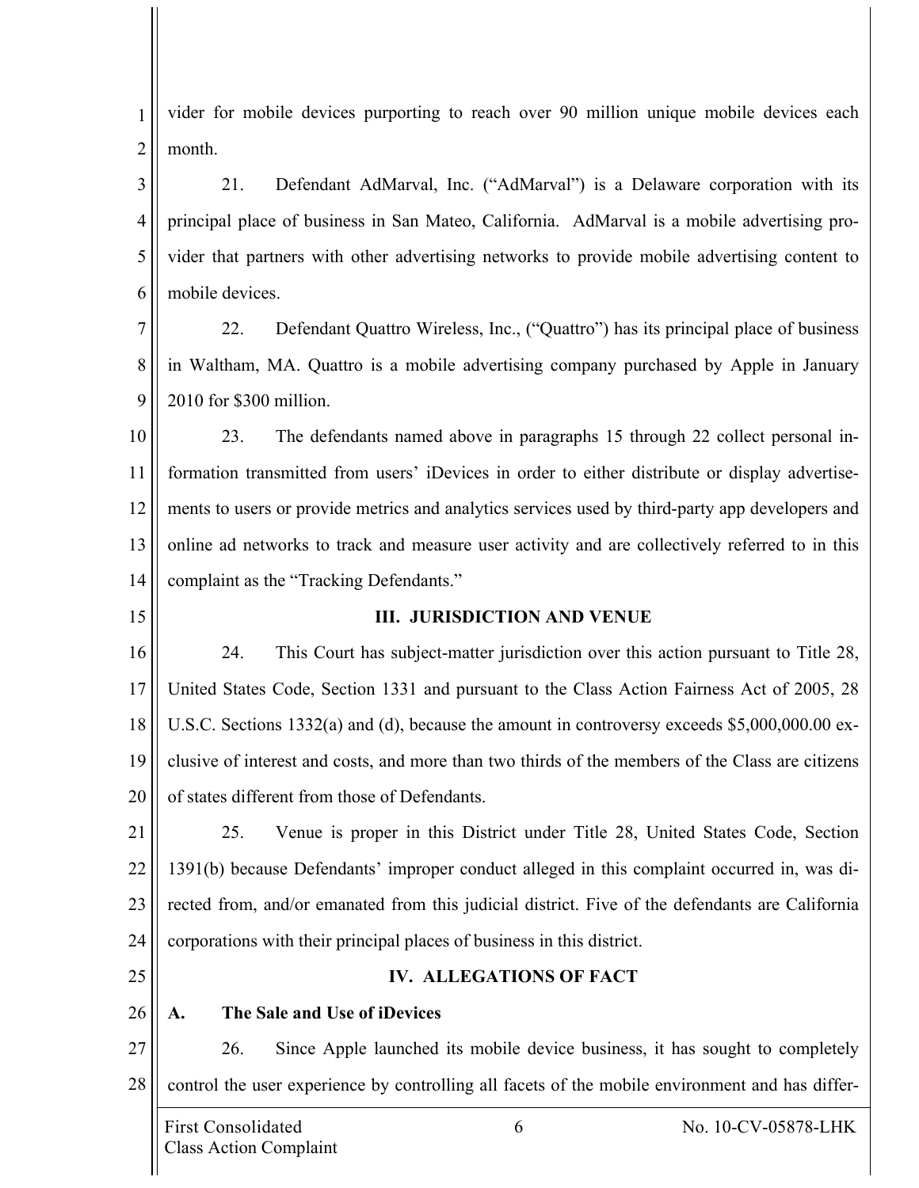vider for mobile devices purporting to reach over 90 million unique mobile devices each month.

21. Defendant AdMarval, Inc. ("AdMarval") is a Delaware corporation with its principal place of business in San Mateo, California. AdMarval is a mobile advertising provider that partners with other advertising networks to provide mobile advertising content to mobile devices.

22. Defendant Quattro Wireless, Inc., ("Quattro") has its principal place of business in Waltham, MA. Quattro is a mobile advertising company purchased by Apple in January 2010 for $300 million.

23. The defendants named above in paragraphs 15 through 22 collect personal information transmitted from users' iDevices in order to either distribute or display advertisements to users or provide metrics and analytics services used by third-party app developers and online ad networks to track and measure user activity and are collectively referred to in this complaint as the "Tracking Defendants."

## III. JURISDICTION AND VENUE

24. This Court has subject-matter jurisdiction over this action pursuant to Title 28, United States Code, Section 1331 and pursuant to the Class Action Fairness Act of 2005, 28 U.S.C. Sections 1332(a) and (d), because the amount in controversy exceeds $5,000,000.00 exclusive of interest and costs, and more than two thirds of the members of the Class are citizens of states different from those of Defendants.

25. Venue is proper in this District under Title 28, United States Code, Section 1391(b) because Defendants' improper conduct alleged in this complaint occurred in, was directed from, and/or emanated from this judicial district. Five of the defendants are California corporations with their principal places of business in this district.

## IV. ALLEGATIONS OF FACT

### A. The Sale and Use of iDevices

26. Since Apple launched its mobile device business, it has sought to completely control the user experience by controlling all facets of the mobile environment and has differ-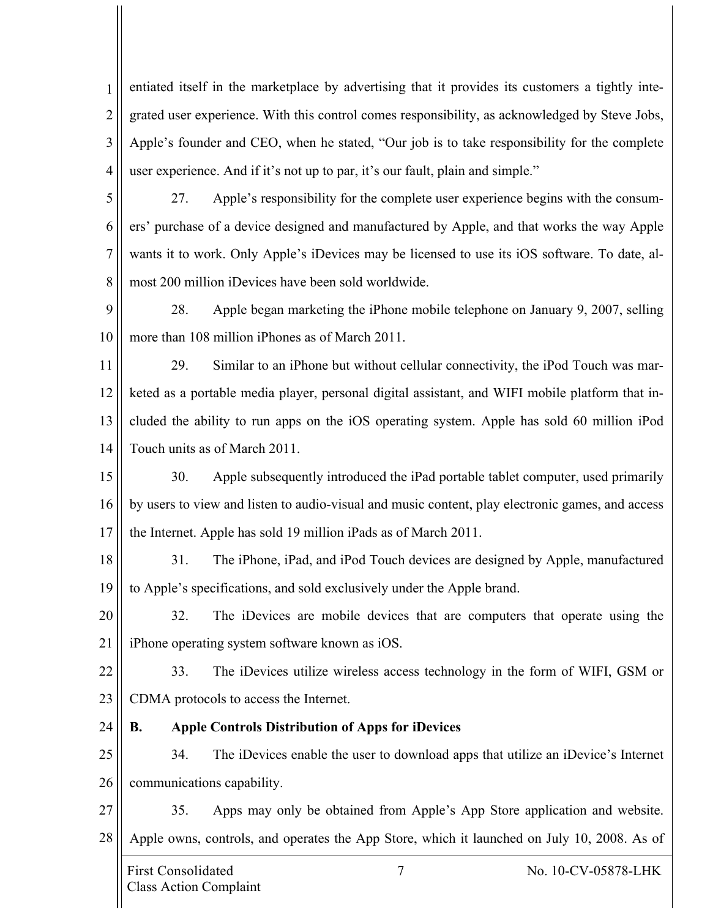entiated itself in the marketplace by advertising that it provides its customers a tightly integrated user experience. With this control comes responsibility, as acknowledged by Steve Jobs, Apple's founder and CEO, when he stated, "Our job is to take responsibility for the complete user experience. And if it's not up to par, it's our fault, plain and simple."

27. Apple's responsibility for the complete user experience begins with the consumers' purchase of a device designed and manufactured by Apple, and that works the way Apple wants it to work. Only Apple's iDevices may be licensed to use its iOS software. To date, almost 200 million iDevices have been sold worldwide.

28. Apple began marketing the iPhone mobile telephone on January 9, 2007, selling more than 108 million iPhones as of March 2011.

29. Similar to an iPhone but without cellular connectivity, the iPod Touch was marketed as a portable media player, personal digital assistant, and WIFI mobile platform that included the ability to run apps on the iOS operating system. Apple has sold 60 million iPod Touch units as of March 2011.

30. Apple subsequently introduced the iPad portable tablet computer, used primarily by users to view and listen to audio-visual and music content, play electronic games, and access the Internet. Apple has sold 19 million iPads as of March 2011.

31. The iPhone, iPad, and iPod Touch devices are designed by Apple, manufactured to Apple's specifications, and sold exclusively under the Apple brand.

32. The iDevices are mobile devices that are computers that operate using the iPhone operating system software known as iOS.

33. The iDevices utilize wireless access technology in the form of WIFI, GSM or CDMA protocols to access the Internet.

## B. Apple Controls Distribution of Apps for iDevices

34. The iDevices enable the user to download apps that utilize an iDevice's Internet communications capability.

35. Apps may only be obtained from Apple's App Store application and website. Apple owns, controls, and operates the App Store, which it launched on July 10, 2008. As of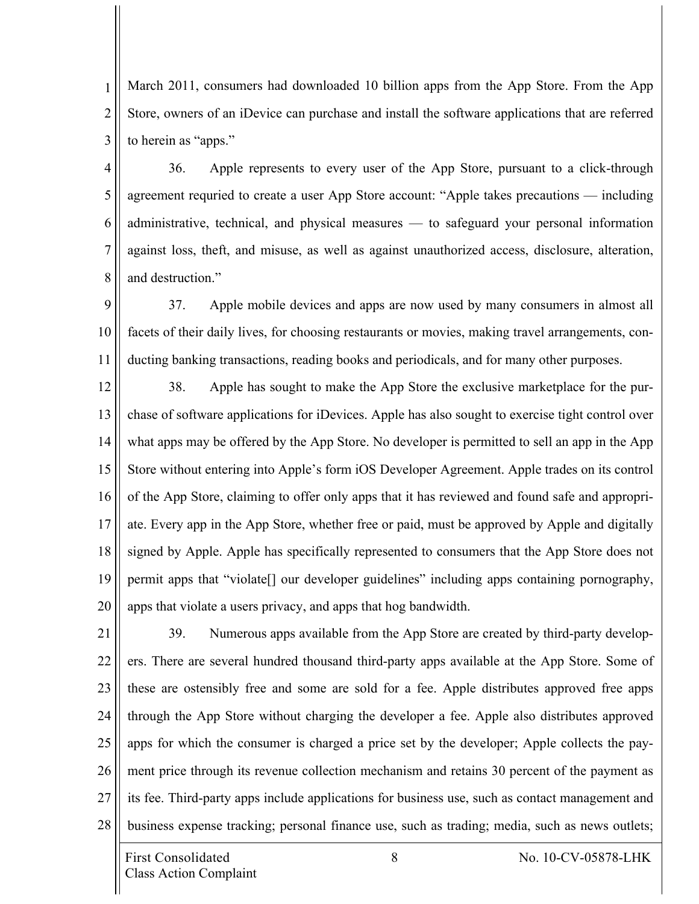March 2011, consumers had downloaded 10 billion apps from the App Store. From the App Store, owners of an iDevice can purchase and install the software applications that are referred to herein as "apps."

36. Apple represents to every user of the App Store, pursuant to a click-through agreement requried to create a user App Store account: "Apple takes precautions — including administrative, technical, and physical measures — to safeguard your personal information against loss, theft, and misuse, as well as against unauthorized access, disclosure, alteration, and destruction."

37. Apple mobile devices and apps are now used by many consumers in almost all facets of their daily lives, for choosing restaurants or movies, making travel arrangements, conducting banking transactions, reading books and periodicals, and for many other purposes.

38. Apple has sought to make the App Store the exclusive marketplace for the purchase of software applications for iDevices. Apple has also sought to exercise tight control over what apps may be offered by the App Store. No developer is permitted to sell an app in the App Store without entering into Apple's form iOS Developer Agreement. Apple trades on its control of the App Store, claiming to offer only apps that it has reviewed and found safe and appropriate. Every app in the App Store, whether free or paid, must be approved by Apple and digitally signed by Apple. Apple has specifically represented to consumers that the App Store does not permit apps that "violate[] our developer guidelines" including apps containing pornography, apps that violate a users privacy, and apps that hog bandwidth.

39. Numerous apps available from the App Store are created by third-party developers. There are several hundred thousand third-party apps available at the App Store. Some of these are ostensibly free and some are sold for a fee. Apple distributes approved free apps through the App Store without charging the developer a fee. Apple also distributes approved apps for which the consumer is charged a price set by the developer; Apple collects the payment price through its revenue collection mechanism and retains 30 percent of the payment as its fee. Third-party apps include applications for business use, such as contact management and business expense tracking; personal finance use, such as trading; media, such as news outlets;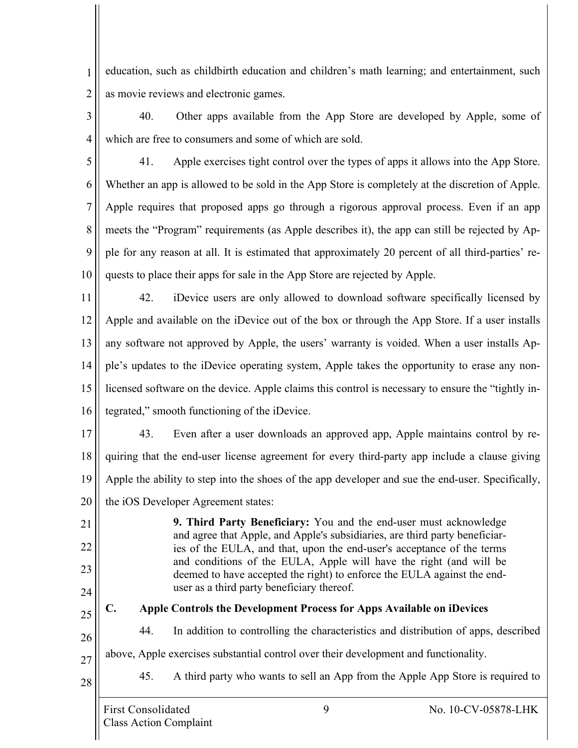education, such as childbirth education and children's math learning; and entertainment, such as movie reviews and electronic games.

40. Other apps available from the App Store are developed by Apple, some of which are free to consumers and some of which are sold.

41. Apple exercises tight control over the types of apps it allows into the App Store. Whether an app is allowed to be sold in the App Store is completely at the discretion of Apple. Apple requires that proposed apps go through a rigorous approval process. Even if an app meets the "Program" requirements (as Apple describes it), the app can still be rejected by Apple for any reason at all. It is estimated that approximately 20 percent of all third-parties' requests to place their apps for sale in the App Store are rejected by Apple.

42. iDevice users are only allowed to download software specifically licensed by Apple and available on the iDevice out of the box or through the App Store. If a user installs any software not approved by Apple, the users' warranty is voided. When a user installs Apple's updates to the iDevice operating system, Apple takes the opportunity to erase any non-licensed software on the device. Apple claims this control is necessary to ensure the "tightly integrated," smooth functioning of the iDevice.

43. Even after a user downloads an approved app, Apple maintains control by requiring that the end-user license agreement for every third-party app include a clause giving Apple the ability to step into the shoes of the app developer and sue the end-user. Specifically, the iOS Developer Agreement states:

> **9. Third Party Beneficiary:** You and the end-user must acknowledge and agree that Apple, and Apple's subsidiaries, are third party beneficiaries of the EULA, and that, upon the end-user's acceptance of the terms and conditions of the EULA, Apple will have the right (and will be deemed to have accepted the right) to enforce the EULA against the end-user as a third party beneficiary thereof.

## C. Apple Controls the Development Process for Apps Available on iDevices

44. In addition to controlling the characteristics and distribution of apps, described above, Apple exercises substantial control over their development and functionality.

45. A third party who wants to sell an App from the Apple App Store is required to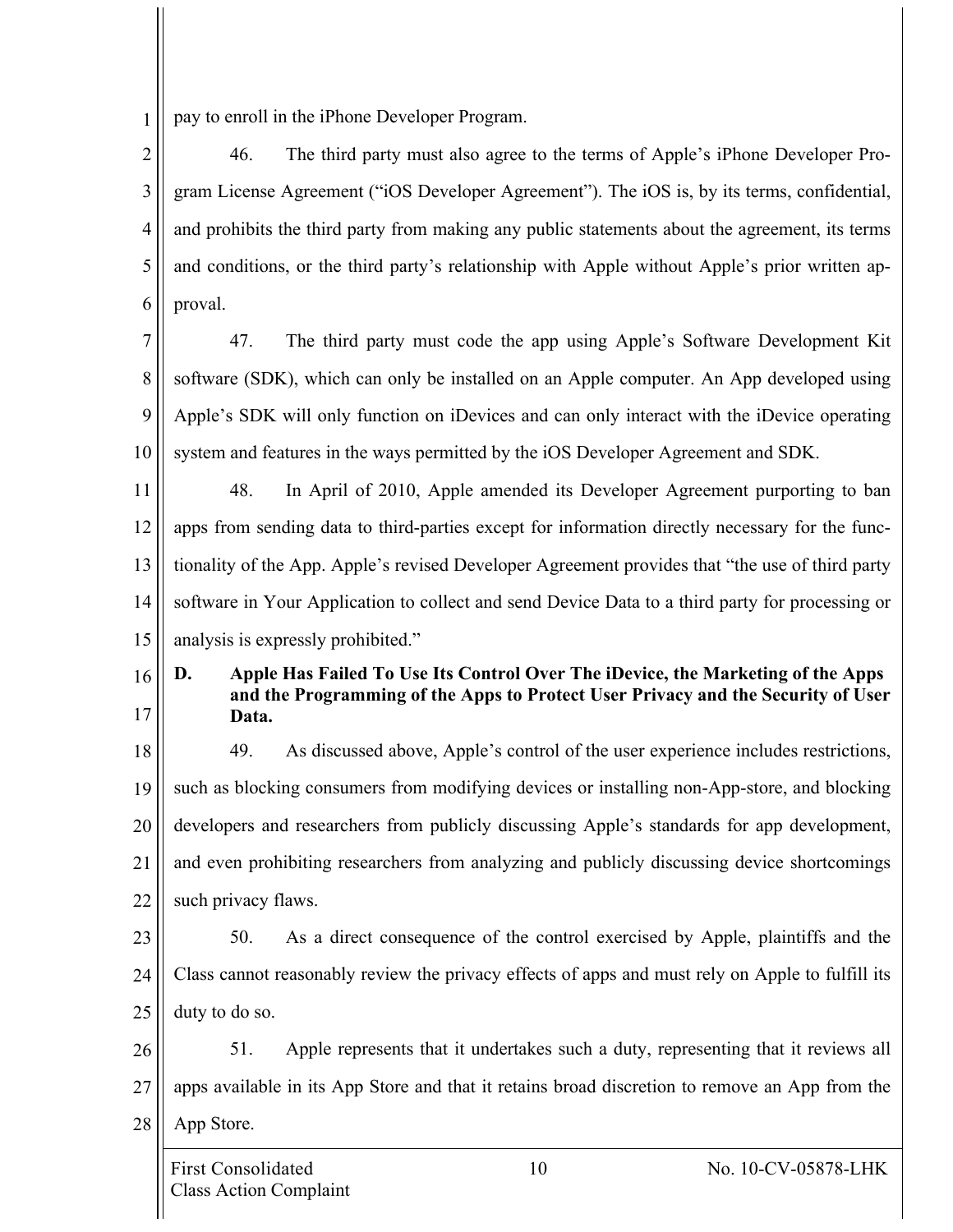pay to enroll in the iPhone Developer Program.

46. The third party must also agree to the terms of Apple's iPhone Developer Program License Agreement ("iOS Developer Agreement"). The iOS is, by its terms, confidential, and prohibits the third party from making any public statements about the agreement, its terms and conditions, or the third party's relationship with Apple without Apple's prior written approval.

47. The third party must code the app using Apple's Software Development Kit software (SDK), which can only be installed on an Apple computer. An App developed using Apple's SDK will only function on iDevices and can only interact with the iDevice operating system and features in the ways permitted by the iOS Developer Agreement and SDK.

48. In April of 2010, Apple amended its Developer Agreement purporting to ban apps from sending data to third-parties except for information directly necessary for the functionality of the App. Apple's revised Developer Agreement provides that "the use of third party software in Your Application to collect and send Device Data to a third party for processing or analysis is expressly prohibited."

### D. Apple Has Failed To Use Its Control Over The iDevice, the Marketing of the Apps and the Programming of the Apps to Protect User Privacy and the Security of User Data.

49. As discussed above, Apple's control of the user experience includes restrictions, such as blocking consumers from modifying devices or installing non-App-store, and blocking developers and researchers from publicly discussing Apple's standards for app development, and even prohibiting researchers from analyzing and publicly discussing device shortcomings such privacy flaws.

50. As a direct consequence of the control exercised by Apple, plaintiffs and the Class cannot reasonably review the privacy effects of apps and must rely on Apple to fulfill its duty to do so.

51. Apple represents that it undertakes such a duty, representing that it reviews all apps available in its App Store and that it retains broad discretion to remove an App from the App Store.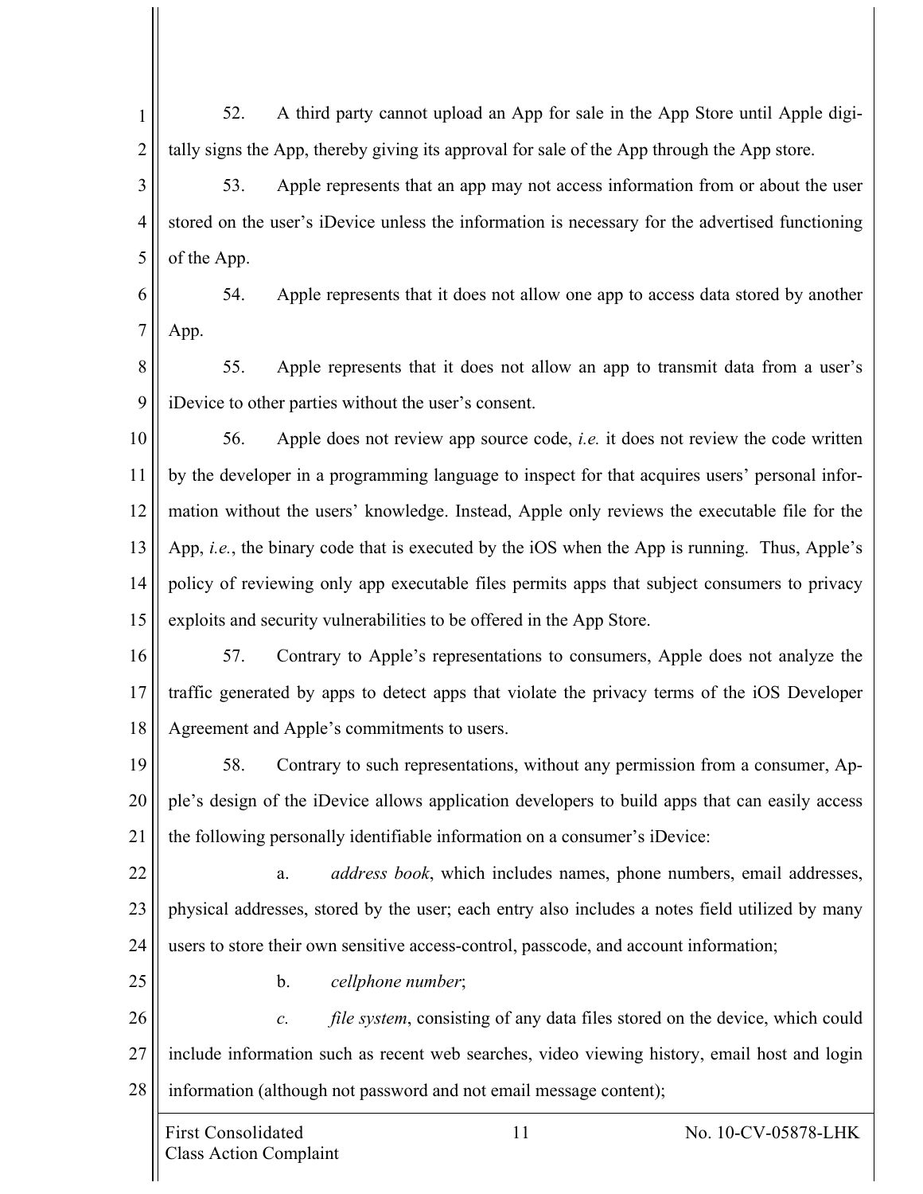52. A third party cannot upload an App for sale in the App Store until Apple digitally signs the App, thereby giving its approval for sale of the App through the App store.

53. Apple represents that an app may not access information from or about the user stored on the user's iDevice unless the information is necessary for the advertised functioning of the App.

54. Apple represents that it does not allow one app to access data stored by another App.

55. Apple represents that it does not allow an app to transmit data from a user's iDevice to other parties without the user's consent.

56. Apple does not review app source code, *i.e.* it does not review the code written by the developer in a programming language to inspect for that acquires users' personal information without the users' knowledge. Instead, Apple only reviews the executable file for the App, *i.e.*, the binary code that is executed by the iOS when the App is running. Thus, Apple's policy of reviewing only app executable files permits apps that subject consumers to privacy exploits and security vulnerabilities to be offered in the App Store.

57. Contrary to Apple's representations to consumers, Apple does not analyze the traffic generated by apps to detect apps that violate the privacy terms of the iOS Developer Agreement and Apple's commitments to users.

58. Contrary to such representations, without any permission from a consumer, Apple's design of the iDevice allows application developers to build apps that can easily access the following personally identifiable information on a consumer's iDevice:

a. *address book*, which includes names, phone numbers, email addresses, physical addresses, stored by the user; each entry also includes a notes field utilized by many users to store their own sensitive access-control, passcode, and account information;

b. *cellphone number*;

*c.* *file system*, consisting of any data files stored on the device, which could include information such as recent web searches, video viewing history, email host and login information (although not password and not email message content);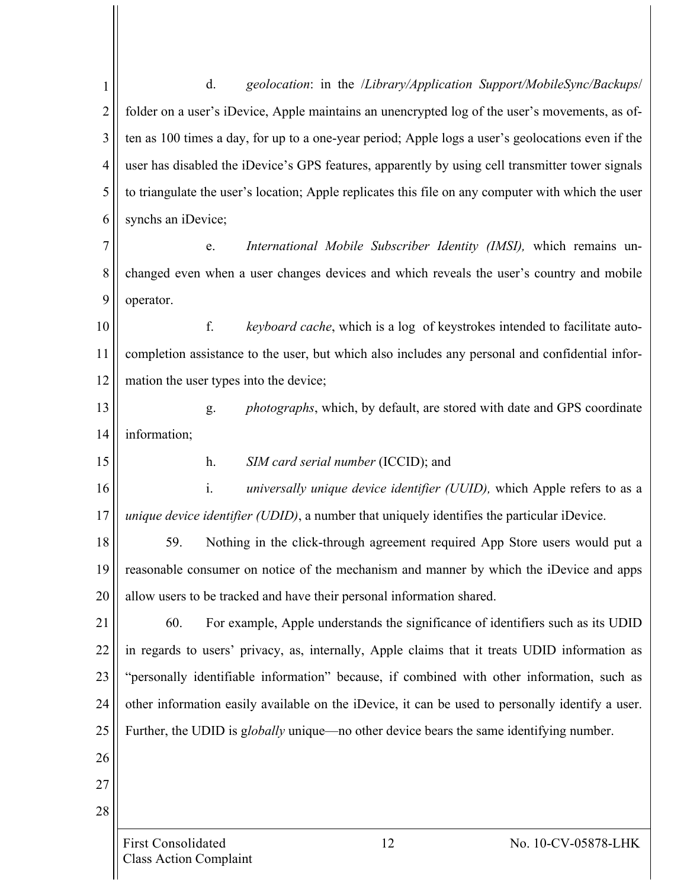d. *geolocation*: in the /*Library/Application Support/MobileSync/Backups*/ folder on a user's iDevice, Apple maintains an unencrypted log of the user's movements, as often as 100 times a day, for up to a one-year period; Apple logs a user's geolocations even if the user has disabled the iDevice's GPS features, apparently by using cell transmitter tower signals to triangulate the user's location; Apple replicates this file on any computer with which the user synchs an iDevice;

e. *International Mobile Subscriber Identity (IMSI),* which remains unchanged even when a user changes devices and which reveals the user's country and mobile operator.

f. *keyboard cache*, which is a log of keystrokes intended to facilitate autocompletion assistance to the user, but which also includes any personal and confidential information the user types into the device;

g. *photographs*, which, by default, are stored with date and GPS coordinate information;

h. *SIM card serial number* (ICCID); and

i. *universally unique device identifier (UUID),* which Apple refers to as a *unique device identifier (UDID)*, a number that uniquely identifies the particular iDevice.

59. Nothing in the click-through agreement required App Store users would put a reasonable consumer on notice of the mechanism and manner by which the iDevice and apps allow users to be tracked and have their personal information shared.

60. For example, Apple understands the significance of identifiers such as its UDID in regards to users' privacy, as, internally, Apple claims that it treats UDID information as "personally identifiable information" because, if combined with other information, such as other information easily available on the iDevice, it can be used to personally identify a user. Further, the UDID is g*lobally* unique—no other device bears the same identifying number.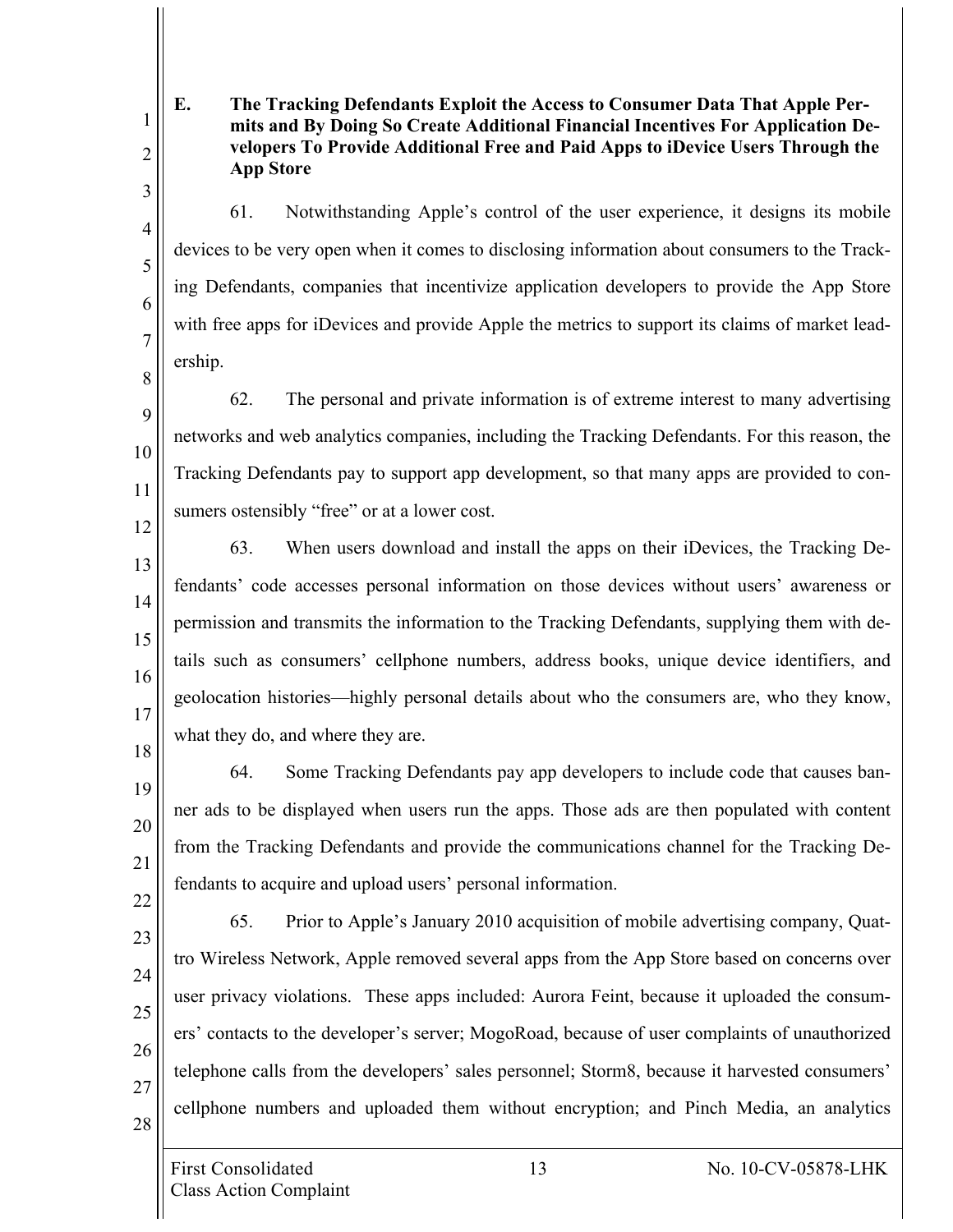### E. The Tracking Defendants Exploit the Access to Consumer Data That Apple Permits and By Doing So Create Additional Financial Incentives For Application Developers To Provide Additional Free and Paid Apps to iDevice Users Through the App Store

61. Notwithstanding Apple's control of the user experience, it designs its mobile devices to be very open when it comes to disclosing information about consumers to the Tracking Defendants, companies that incentivize application developers to provide the App Store with free apps for iDevices and provide Apple the metrics to support its claims of market leadership.

62. The personal and private information is of extreme interest to many advertising networks and web analytics companies, including the Tracking Defendants. For this reason, the Tracking Defendants pay to support app development, so that many apps are provided to consumers ostensibly "free" or at a lower cost.

63. When users download and install the apps on their iDevices, the Tracking Defendants' code accesses personal information on those devices without users' awareness or permission and transmits the information to the Tracking Defendants, supplying them with details such as consumers' cellphone numbers, address books, unique device identifiers, and geolocation histories—highly personal details about who the consumers are, who they know, what they do, and where they are.

64. Some Tracking Defendants pay app developers to include code that causes banner ads to be displayed when users run the apps. Those ads are then populated with content from the Tracking Defendants and provide the communications channel for the Tracking Defendants to acquire and upload users' personal information.

65. Prior to Apple's January 2010 acquisition of mobile advertising company, Quattro Wireless Network, Apple removed several apps from the App Store based on concerns over user privacy violations. These apps included: Aurora Feint, because it uploaded the consumers' contacts to the developer's server; MogoRoad, because of user complaints of unauthorized telephone calls from the developers' sales personnel; Storm8, because it harvested consumers' cellphone numbers and uploaded them without encryption; and Pinch Media, an analytics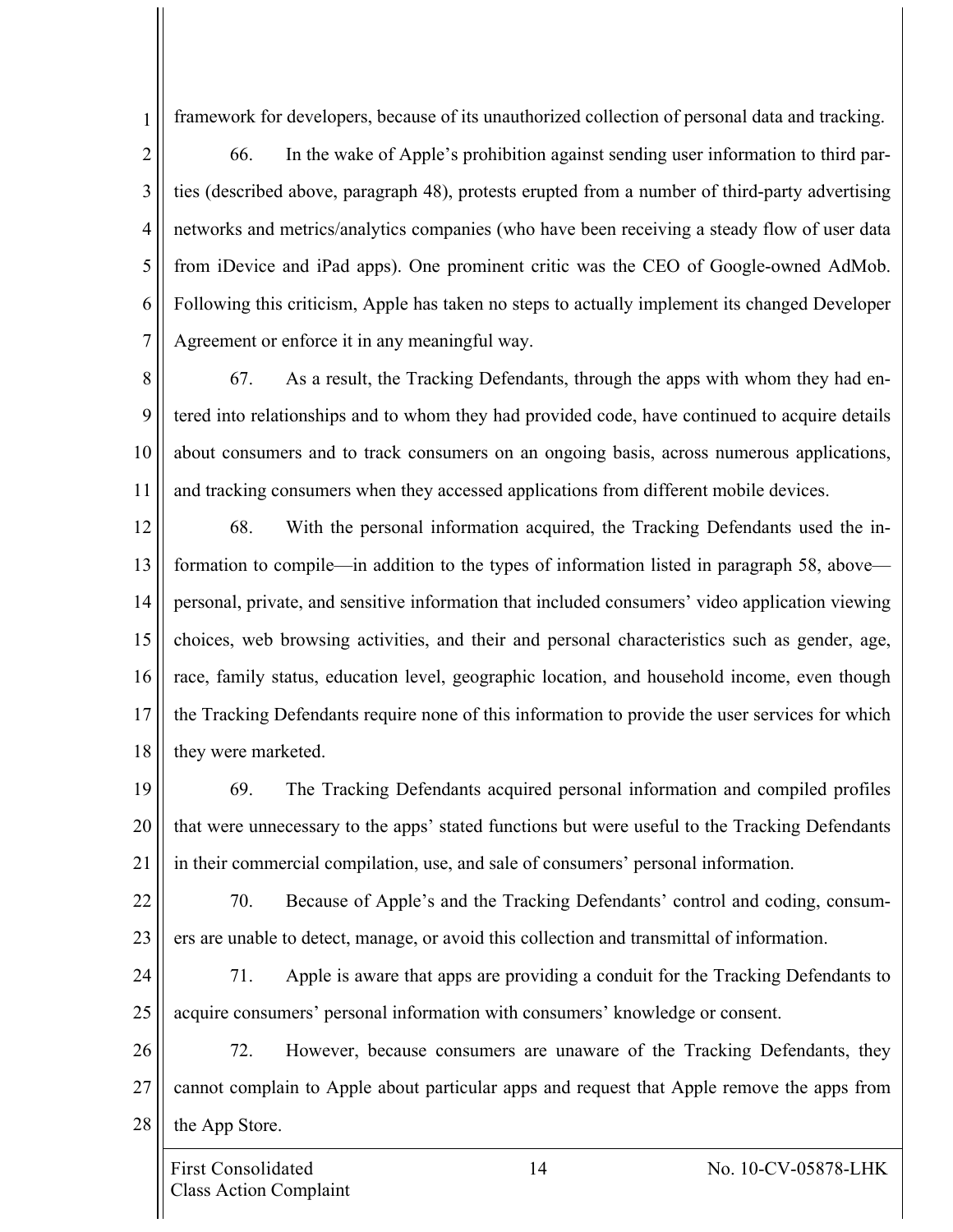framework for developers, because of its unauthorized collection of personal data and tracking.

66. In the wake of Apple's prohibition against sending user information to third parties (described above, paragraph 48), protests erupted from a number of third-party advertising networks and metrics/analytics companies (who have been receiving a steady flow of user data from iDevice and iPad apps). One prominent critic was the CEO of Google-owned AdMob. Following this criticism, Apple has taken no steps to actually implement its changed Developer Agreement or enforce it in any meaningful way.

67. As a result, the Tracking Defendants, through the apps with whom they had entered into relationships and to whom they had provided code, have continued to acquire details about consumers and to track consumers on an ongoing basis, across numerous applications, and tracking consumers when they accessed applications from different mobile devices.

68. With the personal information acquired, the Tracking Defendants used the information to compile—in addition to the types of information listed in paragraph 58, above—personal, private, and sensitive information that included consumers' video application viewing choices, web browsing activities, and their and personal characteristics such as gender, age, race, family status, education level, geographic location, and household income, even though the Tracking Defendants require none of this information to provide the user services for which they were marketed.

69. The Tracking Defendants acquired personal information and compiled profiles that were unnecessary to the apps' stated functions but were useful to the Tracking Defendants in their commercial compilation, use, and sale of consumers' personal information.

70. Because of Apple's and the Tracking Defendants' control and coding, consumers are unable to detect, manage, or avoid this collection and transmittal of information.

71. Apple is aware that apps are providing a conduit for the Tracking Defendants to acquire consumers' personal information with consumers' knowledge or consent.

72. However, because consumers are unaware of the Tracking Defendants, they cannot complain to Apple about particular apps and request that Apple remove the apps from the App Store.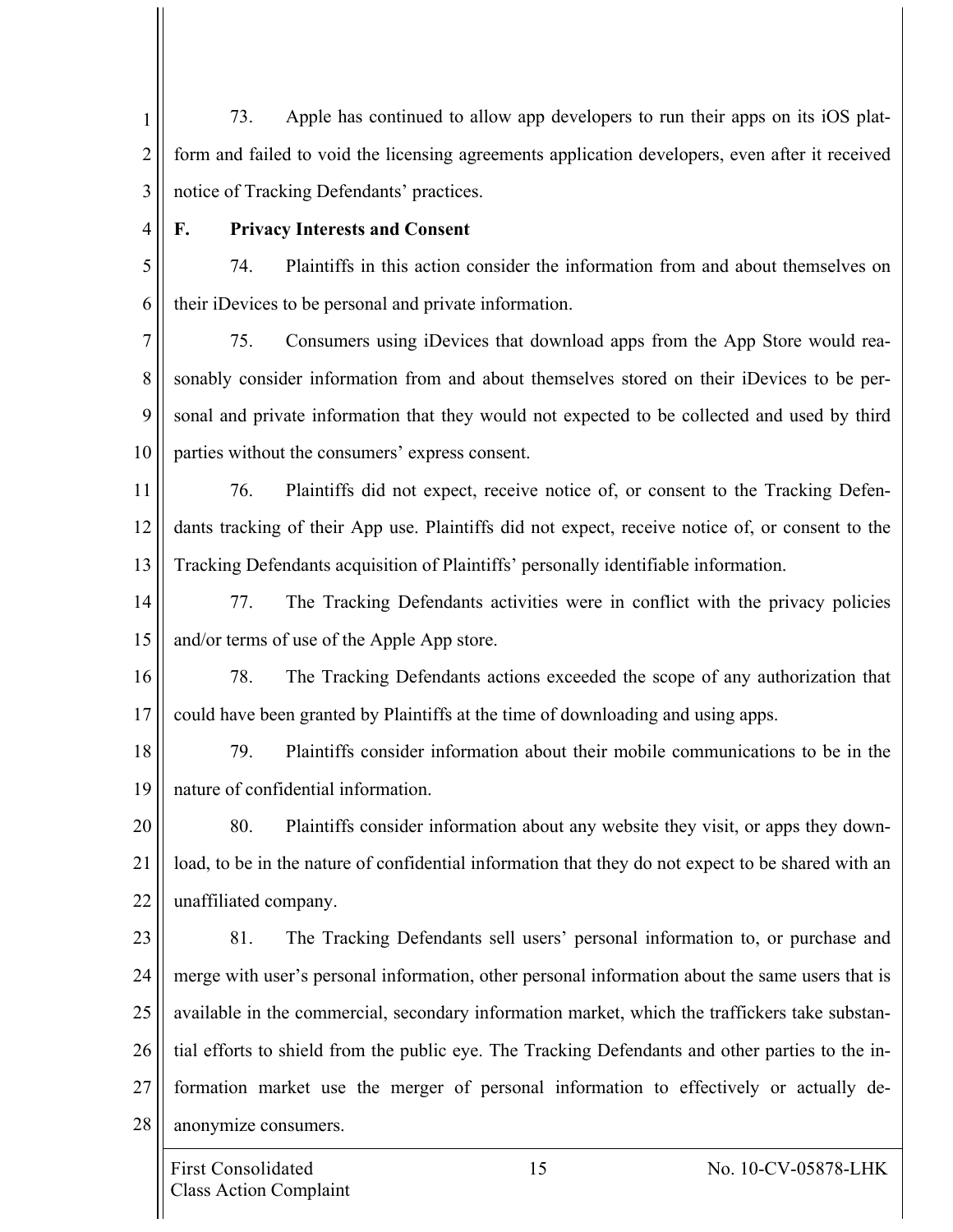73. Apple has continued to allow app developers to run their apps on its iOS platform and failed to void the licensing agreements application developers, even after it received notice of Tracking Defendants' practices.

## F. Privacy Interests and Consent

74. Plaintiffs in this action consider the information from and about themselves on their iDevices to be personal and private information.

75. Consumers using iDevices that download apps from the App Store would reasonably consider information from and about themselves stored on their iDevices to be personal and private information that they would not expected to be collected and used by third parties without the consumers' express consent.

76. Plaintiffs did not expect, receive notice of, or consent to the Tracking Defendants tracking of their App use. Plaintiffs did not expect, receive notice of, or consent to the Tracking Defendants acquisition of Plaintiffs' personally identifiable information.

77. The Tracking Defendants activities were in conflict with the privacy policies and/or terms of use of the Apple App store.

78. The Tracking Defendants actions exceeded the scope of any authorization that could have been granted by Plaintiffs at the time of downloading and using apps.

79. Plaintiffs consider information about their mobile communications to be in the nature of confidential information.

80. Plaintiffs consider information about any website they visit, or apps they download, to be in the nature of confidential information that they do not expect to be shared with an unaffiliated company.

81. The Tracking Defendants sell users' personal information to, or purchase and merge with user's personal information, other personal information about the same users that is available in the commercial, secondary information market, which the traffickers take substantial efforts to shield from the public eye. The Tracking Defendants and other parties to the information market use the merger of personal information to effectively or actually de-anonymize consumers.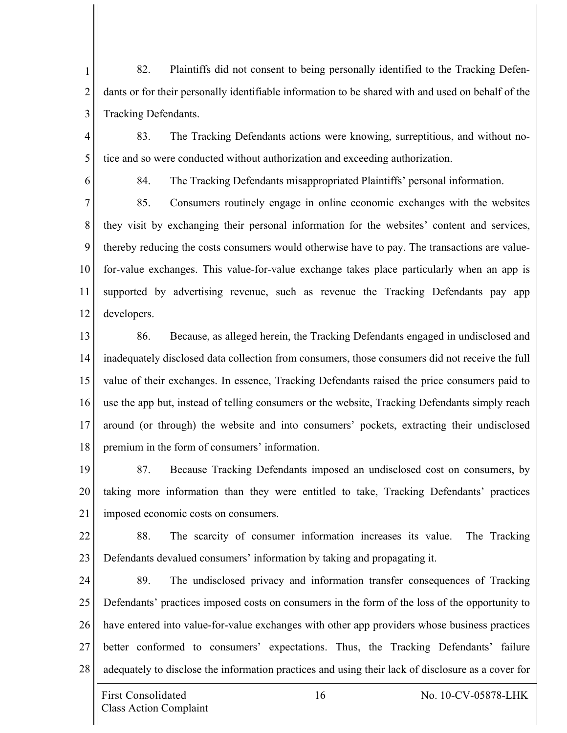82. Plaintiffs did not consent to being personally identified to the Tracking Defendants or for their personally identifiable information to be shared with and used on behalf of the Tracking Defendants.

83. The Tracking Defendants actions were knowing, surreptitious, and without notice and so were conducted without authorization and exceeding authorization.

84. The Tracking Defendants misappropriated Plaintiffs' personal information.

85. Consumers routinely engage in online economic exchanges with the websites they visit by exchanging their personal information for the websites' content and services, thereby reducing the costs consumers would otherwise have to pay. The transactions are value-for-value exchanges. This value-for-value exchange takes place particularly when an app is supported by advertising revenue, such as revenue the Tracking Defendants pay app developers.

86. Because, as alleged herein, the Tracking Defendants engaged in undisclosed and inadequately disclosed data collection from consumers, those consumers did not receive the full value of their exchanges. In essence, Tracking Defendants raised the price consumers paid to use the app but, instead of telling consumers or the website, Tracking Defendants simply reach around (or through) the website and into consumers' pockets, extracting their undisclosed premium in the form of consumers' information.

87. Because Tracking Defendants imposed an undisclosed cost on consumers, by taking more information than they were entitled to take, Tracking Defendants' practices imposed economic costs on consumers.

88. The scarcity of consumer information increases its value. The Tracking Defendants devalued consumers' information by taking and propagating it.

89. The undisclosed privacy and information transfer consequences of Tracking Defendants' practices imposed costs on consumers in the form of the loss of the opportunity to have entered into value-for-value exchanges with other app providers whose business practices better conformed to consumers' expectations. Thus, the Tracking Defendants' failure adequately to disclose the information practices and using their lack of disclosure as a cover for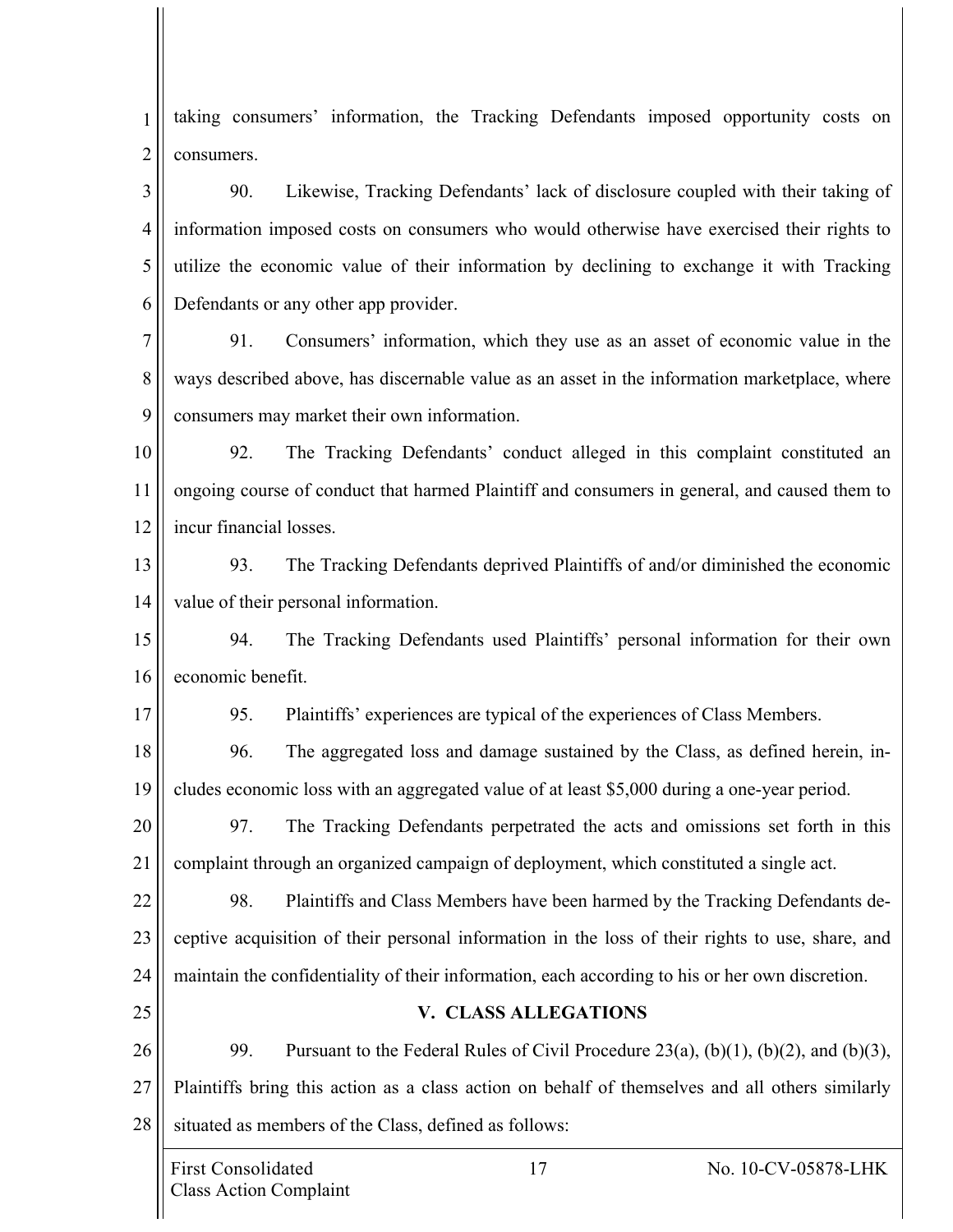taking consumers' information, the Tracking Defendants imposed opportunity costs on consumers.

90. Likewise, Tracking Defendants' lack of disclosure coupled with their taking of information imposed costs on consumers who would otherwise have exercised their rights to utilize the economic value of their information by declining to exchange it with Tracking Defendants or any other app provider.

91. Consumers' information, which they use as an asset of economic value in the ways described above, has discernable value as an asset in the information marketplace, where consumers may market their own information.

92. The Tracking Defendants' conduct alleged in this complaint constituted an ongoing course of conduct that harmed Plaintiff and consumers in general, and caused them to incur financial losses.

93. The Tracking Defendants deprived Plaintiffs of and/or diminished the economic value of their personal information.

94. The Tracking Defendants used Plaintiffs' personal information for their own economic benefit.

95. Plaintiffs' experiences are typical of the experiences of Class Members.

96. The aggregated loss and damage sustained by the Class, as defined herein, includes economic loss with an aggregated value of at least $5,000 during a one-year period.

97. The Tracking Defendants perpetrated the acts and omissions set forth in this complaint through an organized campaign of deployment, which constituted a single act.

98. Plaintiffs and Class Members have been harmed by the Tracking Defendants deceptive acquisition of their personal information in the loss of their rights to use, share, and maintain the confidentiality of their information, each according to his or her own discretion.

## V. CLASS ALLEGATIONS

99. Pursuant to the Federal Rules of Civil Procedure 23(a), (b)(1), (b)(2), and (b)(3), Plaintiffs bring this action as a class action on behalf of themselves and all others similarly situated as members of the Class, defined as follows: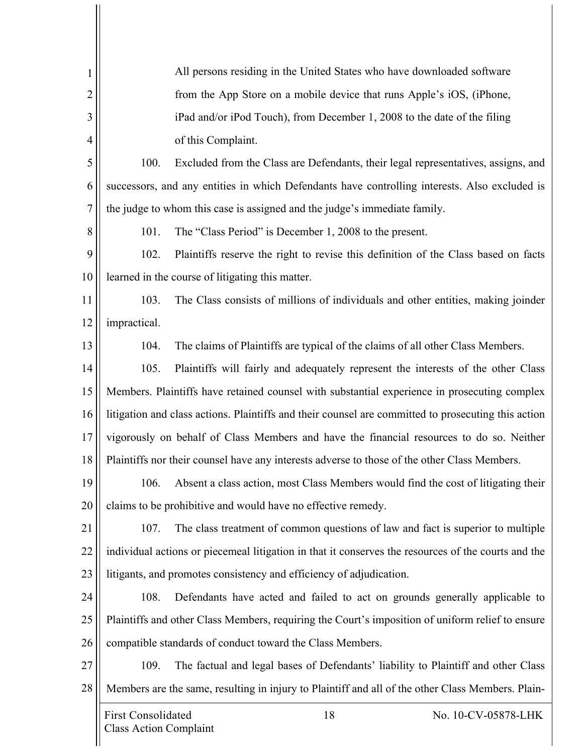> All persons residing in the United States who have downloaded software from the App Store on a mobile device that runs Apple's iOS, (iPhone, iPad and/or iPod Touch), from December 1, 2008 to the date of the filing of this Complaint.

100. Excluded from the Class are Defendants, their legal representatives, assigns, and successors, and any entities in which Defendants have controlling interests. Also excluded is the judge to whom this case is assigned and the judge's immediate family.

101. The "Class Period" is December 1, 2008 to the present.

102. Plaintiffs reserve the right to revise this definition of the Class based on facts learned in the course of litigating this matter.

103. The Class consists of millions of individuals and other entities, making joinder impractical.

104. The claims of Plaintiffs are typical of the claims of all other Class Members.

105. Plaintiffs will fairly and adequately represent the interests of the other Class Members. Plaintiffs have retained counsel with substantial experience in prosecuting complex litigation and class actions. Plaintiffs and their counsel are committed to prosecuting this action vigorously on behalf of Class Members and have the financial resources to do so. Neither Plaintiffs nor their counsel have any interests adverse to those of the other Class Members.

106. Absent a class action, most Class Members would find the cost of litigating their claims to be prohibitive and would have no effective remedy.

107. The class treatment of common questions of law and fact is superior to multiple individual actions or piecemeal litigation in that it conserves the resources of the courts and the litigants, and promotes consistency and efficiency of adjudication.

108. Defendants have acted and failed to act on grounds generally applicable to Plaintiffs and other Class Members, requiring the Court's imposition of uniform relief to ensure compatible standards of conduct toward the Class Members.

109. The factual and legal bases of Defendants' liability to Plaintiff and other Class Members are the same, resulting in injury to Plaintiff and all of the other Class Members. Plain-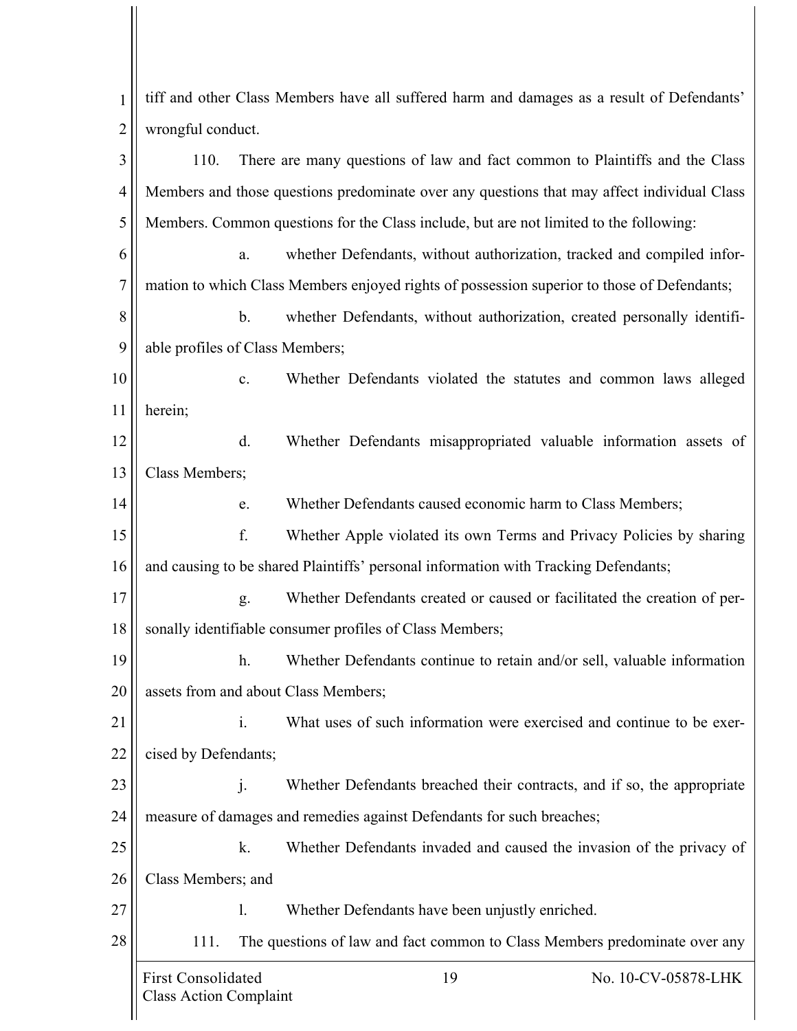tiff and other Class Members have all suffered harm and damages as a result of Defendants' wrongful conduct.

110. There are many questions of law and fact common to Plaintiffs and the Class Members and those questions predominate over any questions that may affect individual Class Members. Common questions for the Class include, but are not limited to the following:

a. whether Defendants, without authorization, tracked and compiled information to which Class Members enjoyed rights of possession superior to those of Defendants;

b. whether Defendants, without authorization, created personally identifiable profiles of Class Members;

c. Whether Defendants violated the statutes and common laws alleged herein;

d. Whether Defendants misappropriated valuable information assets of Class Members;

e. Whether Defendants caused economic harm to Class Members;

f. Whether Apple violated its own Terms and Privacy Policies by sharing and causing to be shared Plaintiffs' personal information with Tracking Defendants;

g. Whether Defendants created or caused or facilitated the creation of personally identifiable consumer profiles of Class Members;

h. Whether Defendants continue to retain and/or sell, valuable information assets from and about Class Members;

i. What uses of such information were exercised and continue to be exercised by Defendants;

j. Whether Defendants breached their contracts, and if so, the appropriate measure of damages and remedies against Defendants for such breaches;

k. Whether Defendants invaded and caused the invasion of the privacy of Class Members; and

l. Whether Defendants have been unjustly enriched.

111. The questions of law and fact common to Class Members predominate over any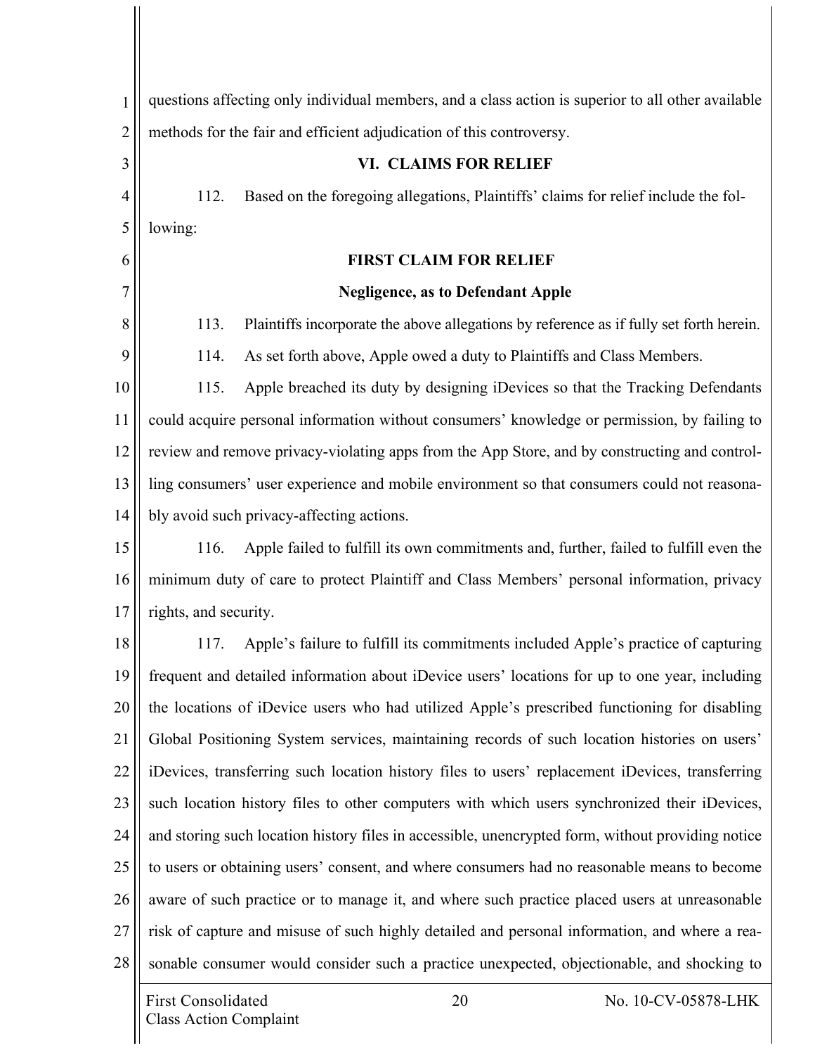questions affecting only individual members, and a class action is superior to all other available methods for the fair and efficient adjudication of this controversy.

## VI. CLAIMS FOR RELIEF

112. Based on the foregoing allegations, Plaintiffs' claims for relief include the following:

### FIRST CLAIM FOR RELIEF

### Negligence, as to Defendant Apple

113. Plaintiffs incorporate the above allegations by reference as if fully set forth herein.

114. As set forth above, Apple owed a duty to Plaintiffs and Class Members.

115. Apple breached its duty by designing iDevices so that the Tracking Defendants could acquire personal information without consumers' knowledge or permission, by failing to review and remove privacy-violating apps from the App Store, and by constructing and controlling consumers' user experience and mobile environment so that consumers could not reasonably avoid such privacy-affecting actions.

116. Apple failed to fulfill its own commitments and, further, failed to fulfill even the minimum duty of care to protect Plaintiff and Class Members' personal information, privacy rights, and security.

117. Apple's failure to fulfill its commitments included Apple's practice of capturing frequent and detailed information about iDevice users' locations for up to one year, including the locations of iDevice users who had utilized Apple's prescribed functioning for disabling Global Positioning System services, maintaining records of such location histories on users' iDevices, transferring such location history files to users' replacement iDevices, transferring such location history files to other computers with which users synchronized their iDevices, and storing such location history files in accessible, unencrypted form, without providing notice to users or obtaining users' consent, and where consumers had no reasonable means to become aware of such practice or to manage it, and where such practice placed users at unreasonable risk of capture and misuse of such highly detailed and personal information, and where a reasonable consumer would consider such a practice unexpected, objectionable, and shocking to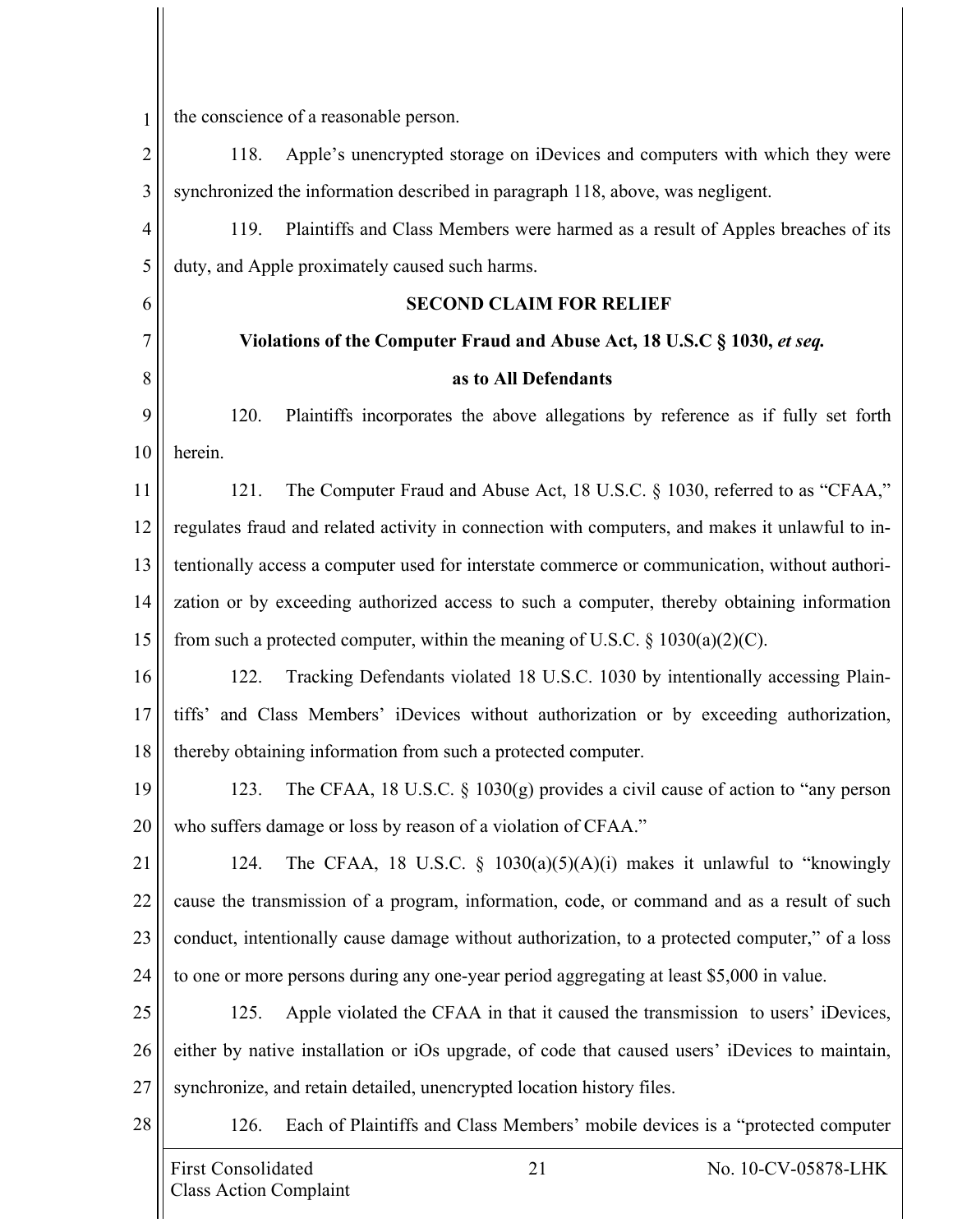the conscience of a reasonable person.

118. Apple's unencrypted storage on iDevices and computers with which they were synchronized the information described in paragraph 118, above, was negligent.

119. Plaintiffs and Class Members were harmed as a result of Apples breaches of its duty, and Apple proximately caused such harms.

**SECOND CLAIM FOR RELIEF**

**Violations of the Computer Fraud and Abuse Act, 18 U.S.C § 1030, *et seq.***

**as to All Defendants**

120. Plaintiffs incorporates the above allegations by reference as if fully set forth herein.

121. The Computer Fraud and Abuse Act, 18 U.S.C. § 1030, referred to as "CFAA," regulates fraud and related activity in connection with computers, and makes it unlawful to intentionally access a computer used for interstate commerce or communication, without authorization or by exceeding authorized access to such a computer, thereby obtaining information from such a protected computer, within the meaning of U.S.C. § 1030(a)(2)(C).

122. Tracking Defendants violated 18 U.S.C. 1030 by intentionally accessing Plaintiffs' and Class Members' iDevices without authorization or by exceeding authorization, thereby obtaining information from such a protected computer.

123. The CFAA, 18 U.S.C. § 1030(g) provides a civil cause of action to "any person who suffers damage or loss by reason of a violation of CFAA."

124. The CFAA, 18 U.S.C. § 1030(a)(5)(A)(i) makes it unlawful to "knowingly cause the transmission of a program, information, code, or command and as a result of such conduct, intentionally cause damage without authorization, to a protected computer," of a loss to one or more persons during any one-year period aggregating at least $5,000 in value.

125. Apple violated the CFAA in that it caused the transmission to users' iDevices, either by native installation or iOs upgrade, of code that caused users' iDevices to maintain, synchronize, and retain detailed, unencrypted location history files.

126. Each of Plaintiffs and Class Members' mobile devices is a "protected computer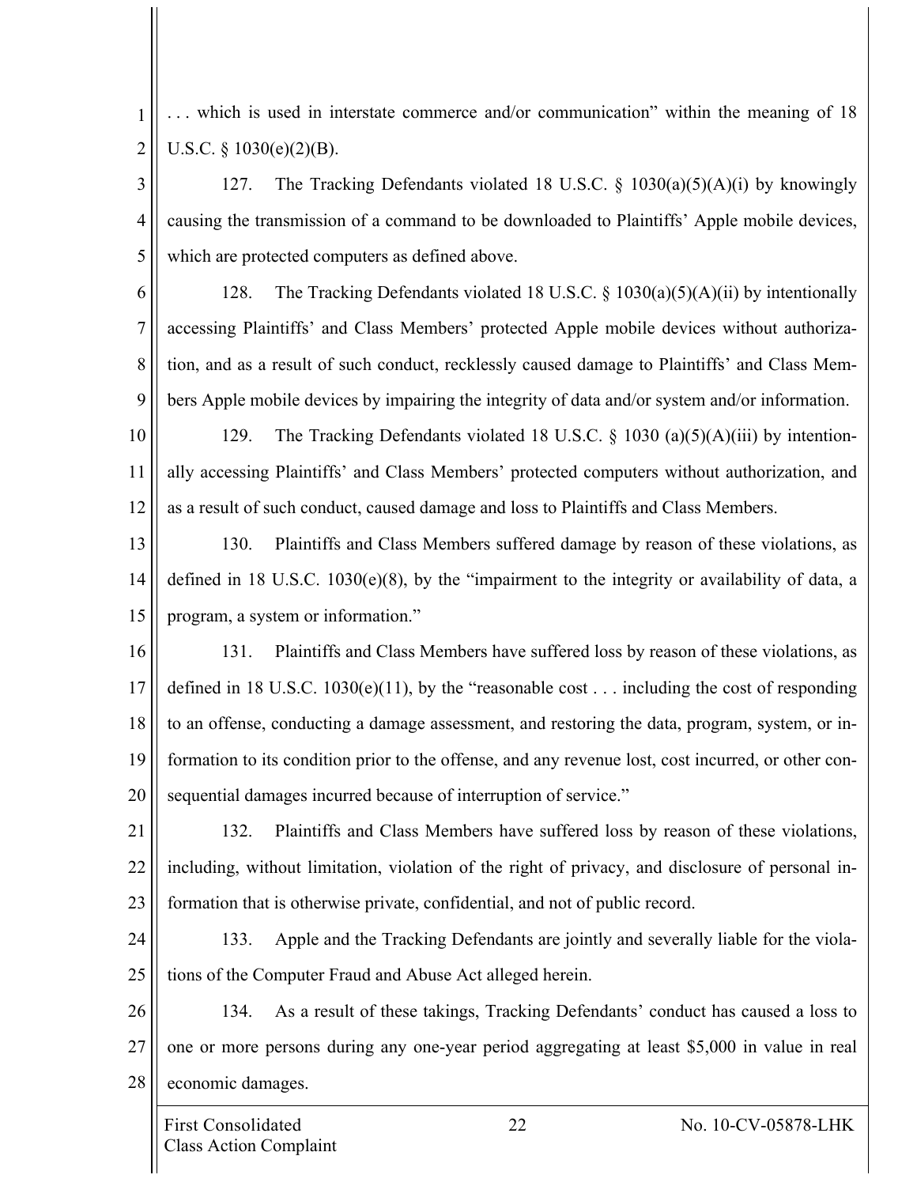. . . which is used in interstate commerce and/or communication" within the meaning of 18 U.S.C. § 1030(e)(2)(B).

127. The Tracking Defendants violated 18 U.S.C. § 1030(a)(5)(A)(i) by knowingly causing the transmission of a command to be downloaded to Plaintiffs' Apple mobile devices, which are protected computers as defined above.

128. The Tracking Defendants violated 18 U.S.C. § 1030(a)(5)(A)(ii) by intentionally accessing Plaintiffs' and Class Members' protected Apple mobile devices without authorization, and as a result of such conduct, recklessly caused damage to Plaintiffs' and Class Members Apple mobile devices by impairing the integrity of data and/or system and/or information.

129. The Tracking Defendants violated 18 U.S.C. § 1030 (a)(5)(A)(iii) by intentionally accessing Plaintiffs' and Class Members' protected computers without authorization, and as a result of such conduct, caused damage and loss to Plaintiffs and Class Members.

130. Plaintiffs and Class Members suffered damage by reason of these violations, as defined in 18 U.S.C. 1030(e)(8), by the "impairment to the integrity or availability of data, a program, a system or information."

131. Plaintiffs and Class Members have suffered loss by reason of these violations, as defined in 18 U.S.C. 1030(e)(11), by the "reasonable cost . . . including the cost of responding to an offense, conducting a damage assessment, and restoring the data, program, system, or information to its condition prior to the offense, and any revenue lost, cost incurred, or other consequential damages incurred because of interruption of service."

132. Plaintiffs and Class Members have suffered loss by reason of these violations, including, without limitation, violation of the right of privacy, and disclosure of personal information that is otherwise private, confidential, and not of public record.

133. Apple and the Tracking Defendants are jointly and severally liable for the violations of the Computer Fraud and Abuse Act alleged herein.

134. As a result of these takings, Tracking Defendants' conduct has caused a loss to one or more persons during any one-year period aggregating at least $5,000 in value in real economic damages.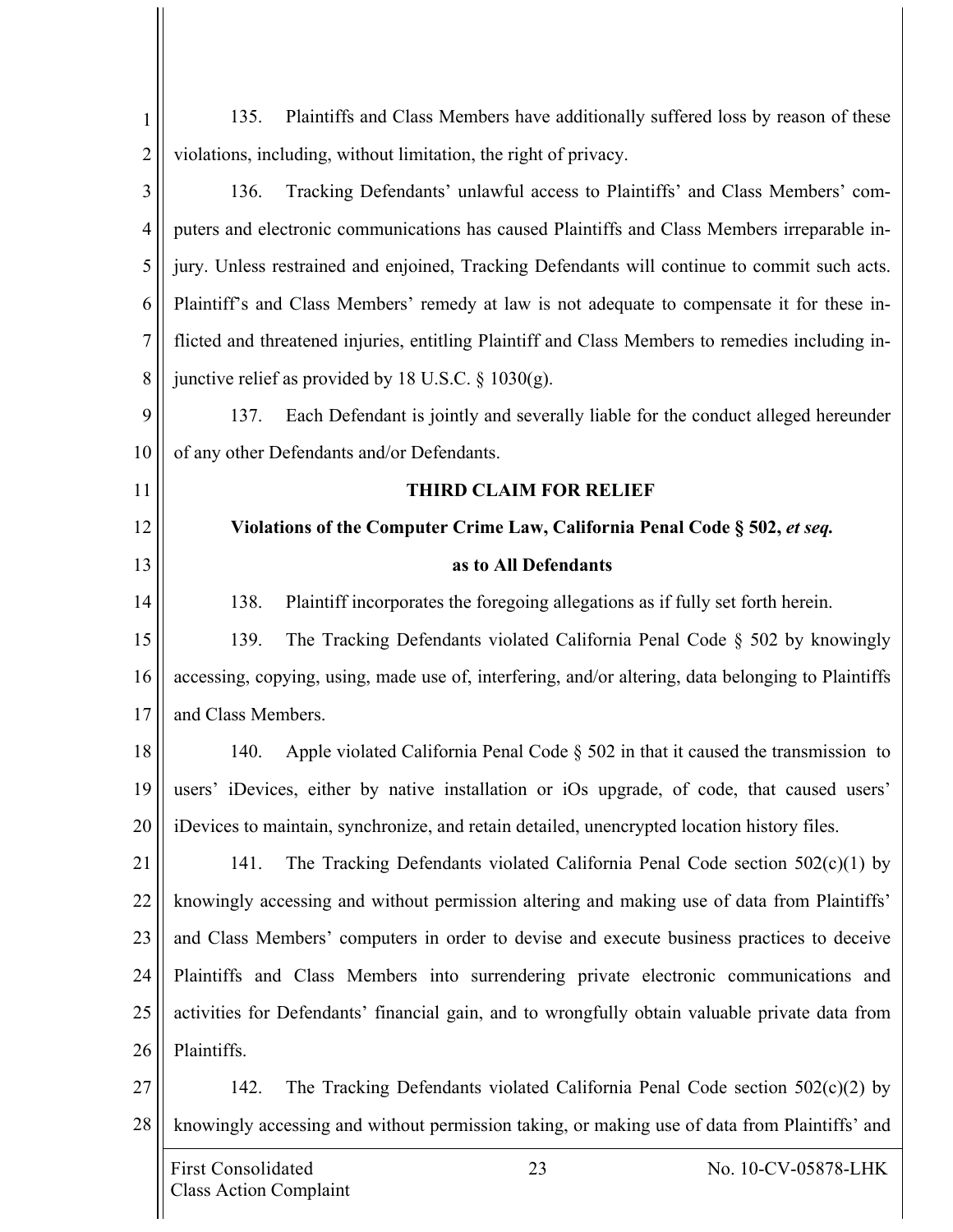135. Plaintiffs and Class Members have additionally suffered loss by reason of these violations, including, without limitation, the right of privacy.

136. Tracking Defendants' unlawful access to Plaintiffs' and Class Members' computers and electronic communications has caused Plaintiffs and Class Members irreparable injury. Unless restrained and enjoined, Tracking Defendants will continue to commit such acts. Plaintiff's and Class Members' remedy at law is not adequate to compensate it for these inflicted and threatened injuries, entitling Plaintiff and Class Members to remedies including injunctive relief as provided by 18 U.S.C. § 1030(g).

137. Each Defendant is jointly and severally liable for the conduct alleged hereunder of any other Defendants and/or Defendants.

**THIRD CLAIM FOR RELIEF**

**Violations of the Computer Crime Law, California Penal Code § 502, *et seq.***

**as to All Defendants**

138. Plaintiff incorporates the foregoing allegations as if fully set forth herein.

139. The Tracking Defendants violated California Penal Code § 502 by knowingly accessing, copying, using, made use of, interfering, and/or altering, data belonging to Plaintiffs and Class Members.

140. Apple violated California Penal Code § 502 in that it caused the transmission to users' iDevices, either by native installation or iOs upgrade, of code, that caused users' iDevices to maintain, synchronize, and retain detailed, unencrypted location history files.

141. The Tracking Defendants violated California Penal Code section 502(c)(1) by knowingly accessing and without permission altering and making use of data from Plaintiffs' and Class Members' computers in order to devise and execute business practices to deceive Plaintiffs and Class Members into surrendering private electronic communications and activities for Defendants' financial gain, and to wrongfully obtain valuable private data from Plaintiffs.

142. The Tracking Defendants violated California Penal Code section 502(c)(2) by knowingly accessing and without permission taking, or making use of data from Plaintiffs' and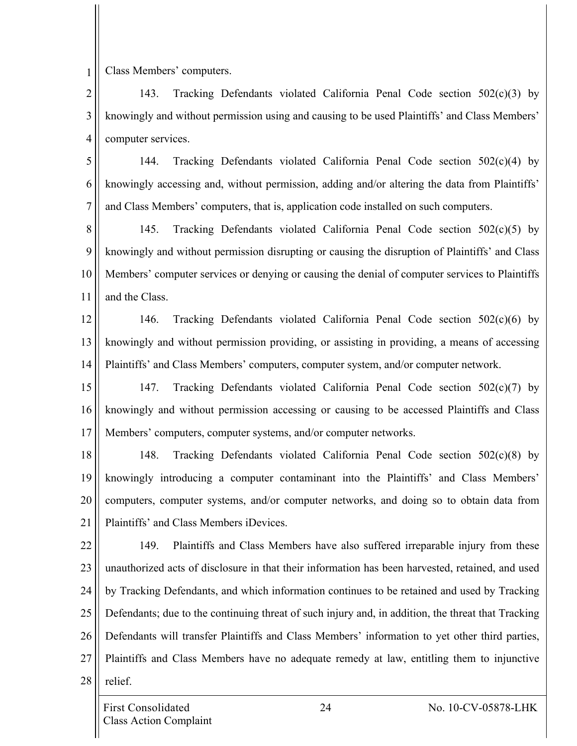Class Members' computers.

143. Tracking Defendants violated California Penal Code section 502(c)(3) by knowingly and without permission using and causing to be used Plaintiffs' and Class Members' computer services.

144. Tracking Defendants violated California Penal Code section 502(c)(4) by knowingly accessing and, without permission, adding and/or altering the data from Plaintiffs' and Class Members' computers, that is, application code installed on such computers.

145. Tracking Defendants violated California Penal Code section 502(c)(5) by knowingly and without permission disrupting or causing the disruption of Plaintiffs' and Class Members' computer services or denying or causing the denial of computer services to Plaintiffs and the Class.

146. Tracking Defendants violated California Penal Code section 502(c)(6) by knowingly and without permission providing, or assisting in providing, a means of accessing Plaintiffs' and Class Members' computers, computer system, and/or computer network.

147. Tracking Defendants violated California Penal Code section 502(c)(7) by knowingly and without permission accessing or causing to be accessed Plaintiffs and Class Members' computers, computer systems, and/or computer networks.

148. Tracking Defendants violated California Penal Code section 502(c)(8) by knowingly introducing a computer contaminant into the Plaintiffs' and Class Members' computers, computer systems, and/or computer networks, and doing so to obtain data from Plaintiffs' and Class Members iDevices.

149. Plaintiffs and Class Members have also suffered irreparable injury from these unauthorized acts of disclosure in that their information has been harvested, retained, and used by Tracking Defendants, and which information continues to be retained and used by Tracking Defendants; due to the continuing threat of such injury and, in addition, the threat that Tracking Defendants will transfer Plaintiffs and Class Members' information to yet other third parties, Plaintiffs and Class Members have no adequate remedy at law, entitling them to injunctive relief.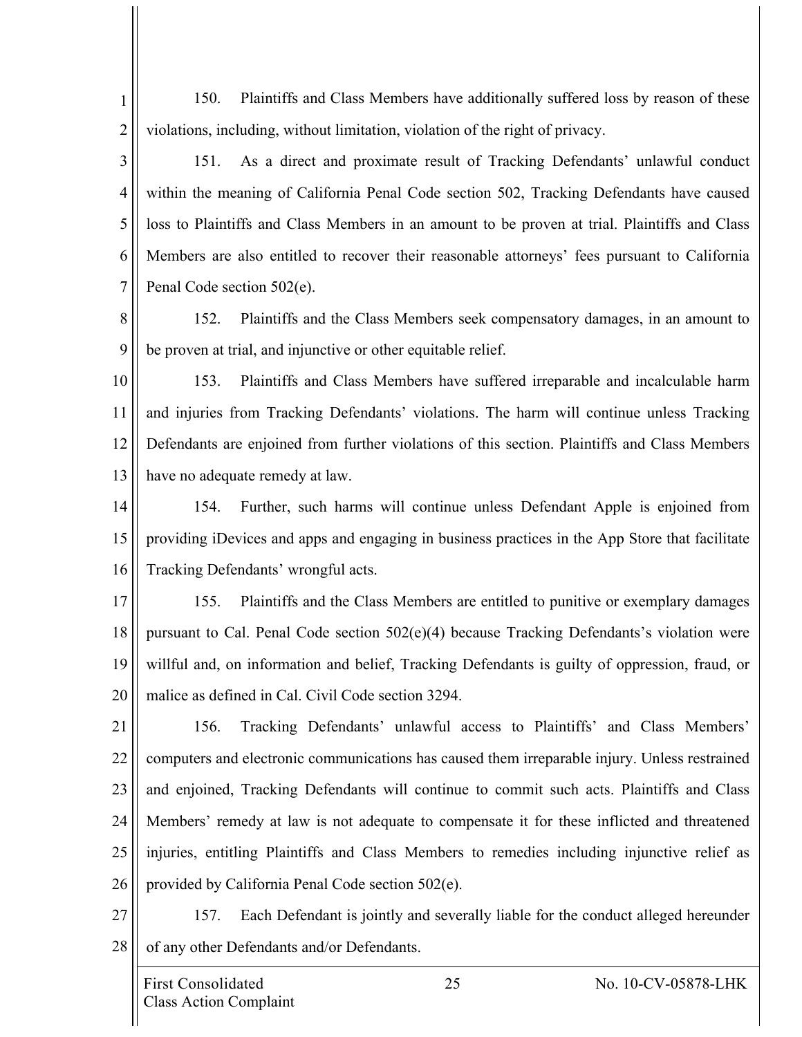150. Plaintiffs and Class Members have additionally suffered loss by reason of these violations, including, without limitation, violation of the right of privacy.

151. As a direct and proximate result of Tracking Defendants' unlawful conduct within the meaning of California Penal Code section 502, Tracking Defendants have caused loss to Plaintiffs and Class Members in an amount to be proven at trial. Plaintiffs and Class Members are also entitled to recover their reasonable attorneys' fees pursuant to California Penal Code section 502(e).

152. Plaintiffs and the Class Members seek compensatory damages, in an amount to be proven at trial, and injunctive or other equitable relief.

153. Plaintiffs and Class Members have suffered irreparable and incalculable harm and injuries from Tracking Defendants' violations. The harm will continue unless Tracking Defendants are enjoined from further violations of this section. Plaintiffs and Class Members have no adequate remedy at law.

154. Further, such harms will continue unless Defendant Apple is enjoined from providing iDevices and apps and engaging in business practices in the App Store that facilitate Tracking Defendants' wrongful acts.

155. Plaintiffs and the Class Members are entitled to punitive or exemplary damages pursuant to Cal. Penal Code section 502(e)(4) because Tracking Defendants's violation were willful and, on information and belief, Tracking Defendants is guilty of oppression, fraud, or malice as defined in Cal. Civil Code section 3294.

156. Tracking Defendants' unlawful access to Plaintiffs' and Class Members' computers and electronic communications has caused them irreparable injury. Unless restrained and enjoined, Tracking Defendants will continue to commit such acts. Plaintiffs and Class Members' remedy at law is not adequate to compensate it for these inflicted and threatened injuries, entitling Plaintiffs and Class Members to remedies including injunctive relief as provided by California Penal Code section 502(e).

157. Each Defendant is jointly and severally liable for the conduct alleged hereunder of any other Defendants and/or Defendants.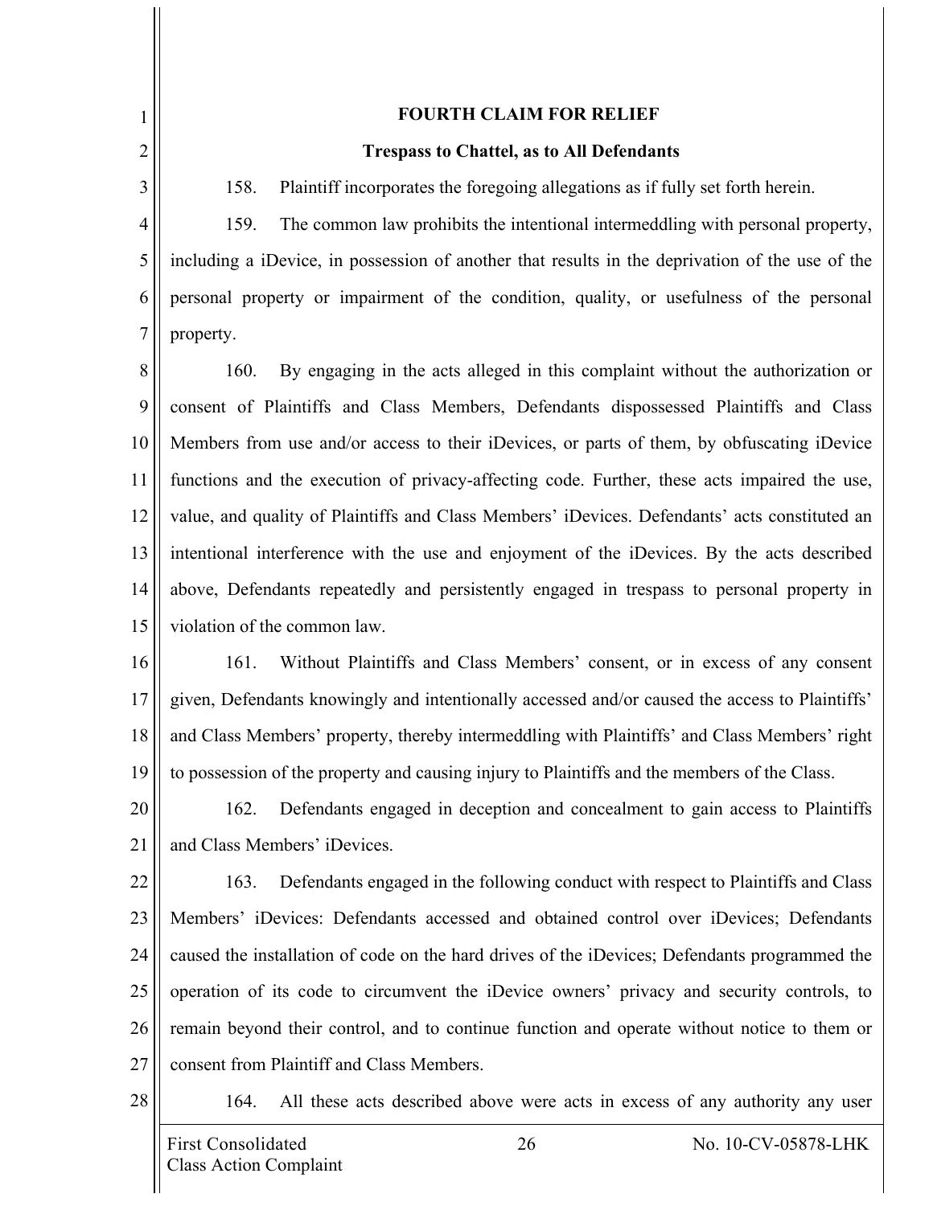**FOURTH CLAIM FOR RELIEF**

**Trespass to Chattel, as to All Defendants**

158. Plaintiff incorporates the foregoing allegations as if fully set forth herein.

159. The common law prohibits the intentional intermeddling with personal property, including a iDevice, in possession of another that results in the deprivation of the use of the personal property or impairment of the condition, quality, or usefulness of the personal property.

160. By engaging in the acts alleged in this complaint without the authorization or consent of Plaintiffs and Class Members, Defendants dispossessed Plaintiffs and Class Members from use and/or access to their iDevices, or parts of them, by obfuscating iDevice functions and the execution of privacy-affecting code. Further, these acts impaired the use, value, and quality of Plaintiffs and Class Members' iDevices. Defendants' acts constituted an intentional interference with the use and enjoyment of the iDevices. By the acts described above, Defendants repeatedly and persistently engaged in trespass to personal property in violation of the common law.

161. Without Plaintiffs and Class Members' consent, or in excess of any consent given, Defendants knowingly and intentionally accessed and/or caused the access to Plaintiffs' and Class Members' property, thereby intermeddling with Plaintiffs' and Class Members' right to possession of the property and causing injury to Plaintiffs and the members of the Class.

162. Defendants engaged in deception and concealment to gain access to Plaintiffs and Class Members' iDevices.

163. Defendants engaged in the following conduct with respect to Plaintiffs and Class Members' iDevices: Defendants accessed and obtained control over iDevices; Defendants caused the installation of code on the hard drives of the iDevices; Defendants programmed the operation of its code to circumvent the iDevice owners' privacy and security controls, to remain beyond their control, and to continue function and operate without notice to them or consent from Plaintiff and Class Members.

164. All these acts described above were acts in excess of any authority any user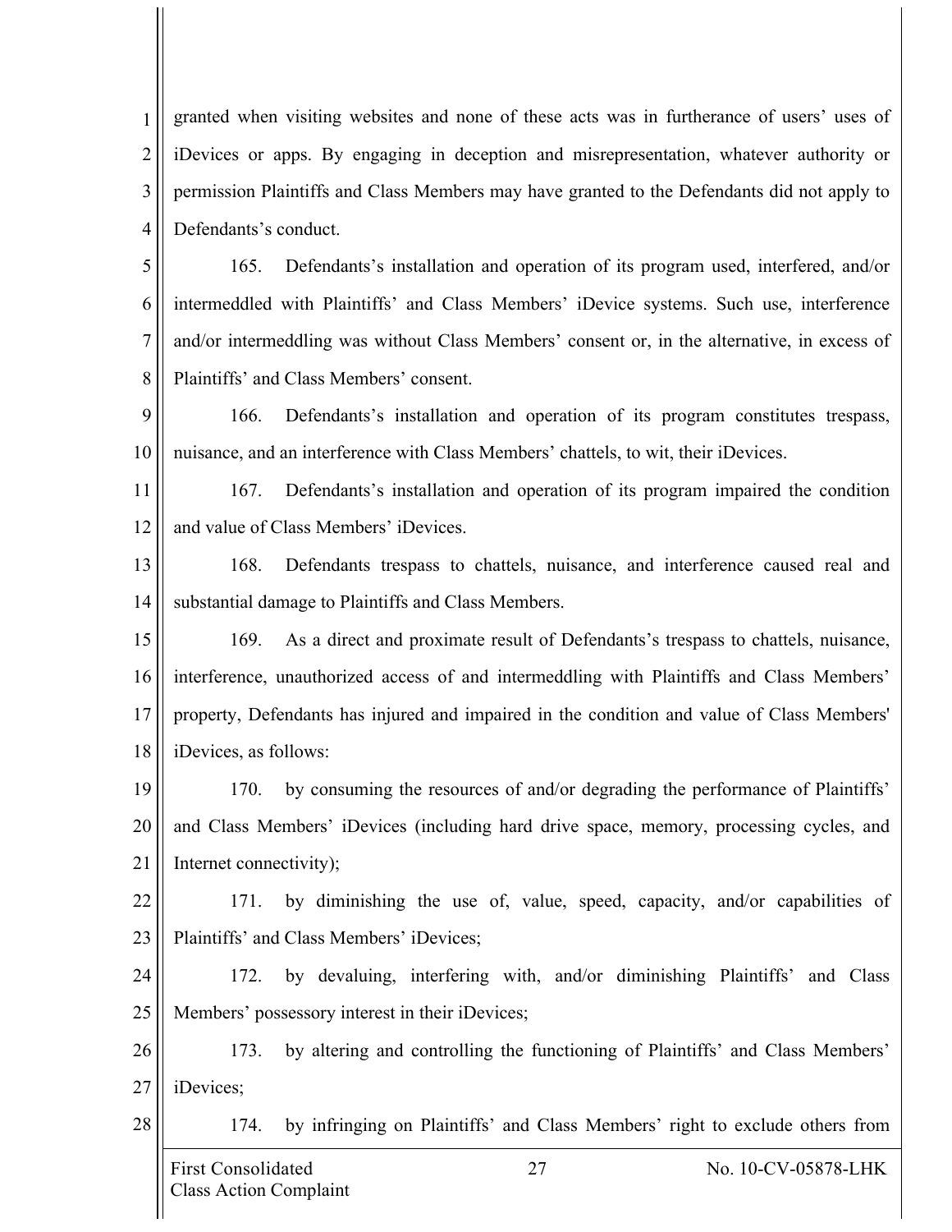granted when visiting websites and none of these acts was in furtherance of users' uses of iDevices or apps. By engaging in deception and misrepresentation, whatever authority or permission Plaintiffs and Class Members may have granted to the Defendants did not apply to Defendants's conduct.

165. Defendants's installation and operation of its program used, interfered, and/or intermeddled with Plaintiffs' and Class Members' iDevice systems. Such use, interference and/or intermeddling was without Class Members' consent or, in the alternative, in excess of Plaintiffs' and Class Members' consent.

166. Defendants's installation and operation of its program constitutes trespass, nuisance, and an interference with Class Members' chattels, to wit, their iDevices.

167. Defendants's installation and operation of its program impaired the condition and value of Class Members' iDevices.

168. Defendants trespass to chattels, nuisance, and interference caused real and substantial damage to Plaintiffs and Class Members.

169. As a direct and proximate result of Defendants's trespass to chattels, nuisance, interference, unauthorized access of and intermeddling with Plaintiffs and Class Members' property, Defendants has injured and impaired in the condition and value of Class Members' iDevices, as follows:

170. by consuming the resources of and/or degrading the performance of Plaintiffs' and Class Members' iDevices (including hard drive space, memory, processing cycles, and Internet connectivity);

171. by diminishing the use of, value, speed, capacity, and/or capabilities of Plaintiffs' and Class Members' iDevices;

172. by devaluing, interfering with, and/or diminishing Plaintiffs' and Class Members' possessory interest in their iDevices;

173. by altering and controlling the functioning of Plaintiffs' and Class Members' iDevices;

174. by infringing on Plaintiffs' and Class Members' right to exclude others from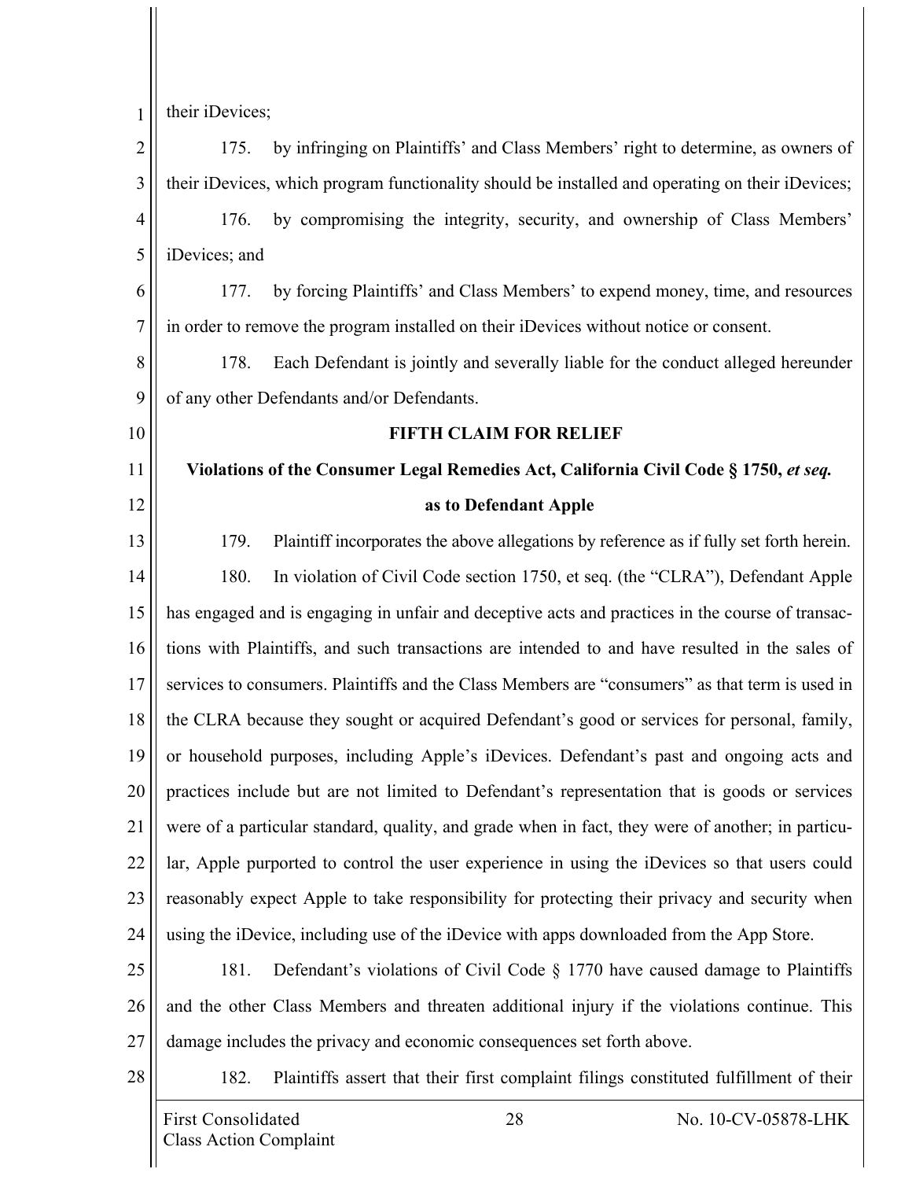their iDevices;

175. by infringing on Plaintiffs' and Class Members' right to determine, as owners of their iDevices, which program functionality should be installed and operating on their iDevices;

176. by compromising the integrity, security, and ownership of Class Members' iDevices; and

177. by forcing Plaintiffs' and Class Members' to expend money, time, and resources in order to remove the program installed on their iDevices without notice or consent.

178. Each Defendant is jointly and severally liable for the conduct alleged hereunder of any other Defendants and/or Defendants.

**FIFTH CLAIM FOR RELIEF**

**Violations of the Consumer Legal Remedies Act, California Civil Code § 1750, *et seq.***

**as to Defendant Apple**

179. Plaintiff incorporates the above allegations by reference as if fully set forth herein.

180. In violation of Civil Code section 1750, et seq. (the "CLRA"), Defendant Apple has engaged and is engaging in unfair and deceptive acts and practices in the course of transactions with Plaintiffs, and such transactions are intended to and have resulted in the sales of services to consumers. Plaintiffs and the Class Members are "consumers" as that term is used in the CLRA because they sought or acquired Defendant's good or services for personal, family, or household purposes, including Apple's iDevices. Defendant's past and ongoing acts and practices include but are not limited to Defendant's representation that is goods or services were of a particular standard, quality, and grade when in fact, they were of another; in particular, Apple purported to control the user experience in using the iDevices so that users could reasonably expect Apple to take responsibility for protecting their privacy and security when using the iDevice, including use of the iDevice with apps downloaded from the App Store.

181. Defendant's violations of Civil Code § 1770 have caused damage to Plaintiffs and the other Class Members and threaten additional injury if the violations continue. This damage includes the privacy and economic consequences set forth above.

182. Plaintiffs assert that their first complaint filings constituted fulfillment of their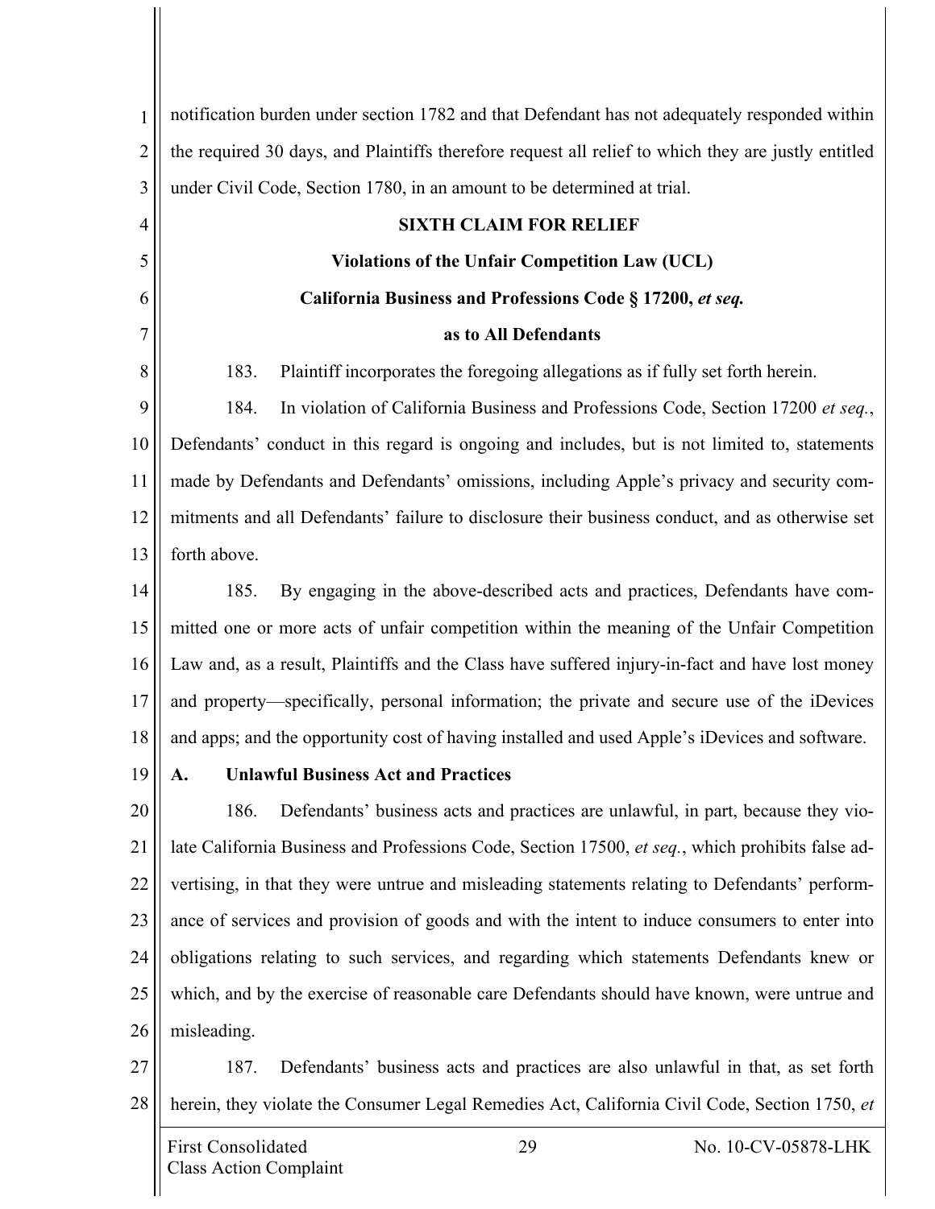notification burden under section 1782 and that Defendant has not adequately responded within the required 30 days, and Plaintiffs therefore request all relief to which they are justly entitled under Civil Code, Section 1780, in an amount to be determined at trial.

**SIXTH CLAIM FOR RELIEF**

**Violations of the Unfair Competition Law (UCL)**

**California Business and Professions Code § 17200, *et seq.***

**as to All Defendants**

183. Plaintiff incorporates the foregoing allegations as if fully set forth herein.

184. In violation of California Business and Professions Code, Section 17200 *et seq.*, Defendants' conduct in this regard is ongoing and includes, but is not limited to, statements made by Defendants and Defendants' omissions, including Apple's privacy and security commitments and all Defendants' failure to disclosure their business conduct, and as otherwise set forth above.

185. By engaging in the above-described acts and practices, Defendants have committed one or more acts of unfair competition within the meaning of the Unfair Competition Law and, as a result, Plaintiffs and the Class have suffered injury-in-fact and have lost money and property—specifically, personal information; the private and secure use of the iDevices and apps; and the opportunity cost of having installed and used Apple's iDevices and software.

### A. Unlawful Business Act and Practices

186. Defendants' business acts and practices are unlawful, in part, because they violate California Business and Professions Code, Section 17500, *et seq.*, which prohibits false advertising, in that they were untrue and misleading statements relating to Defendants' performance of services and provision of goods and with the intent to induce consumers to enter into obligations relating to such services, and regarding which statements Defendants knew or which, and by the exercise of reasonable care Defendants should have known, were untrue and misleading.

187. Defendants' business acts and practices are also unlawful in that, as set forth herein, they violate the Consumer Legal Remedies Act, California Civil Code, Section 1750, *et*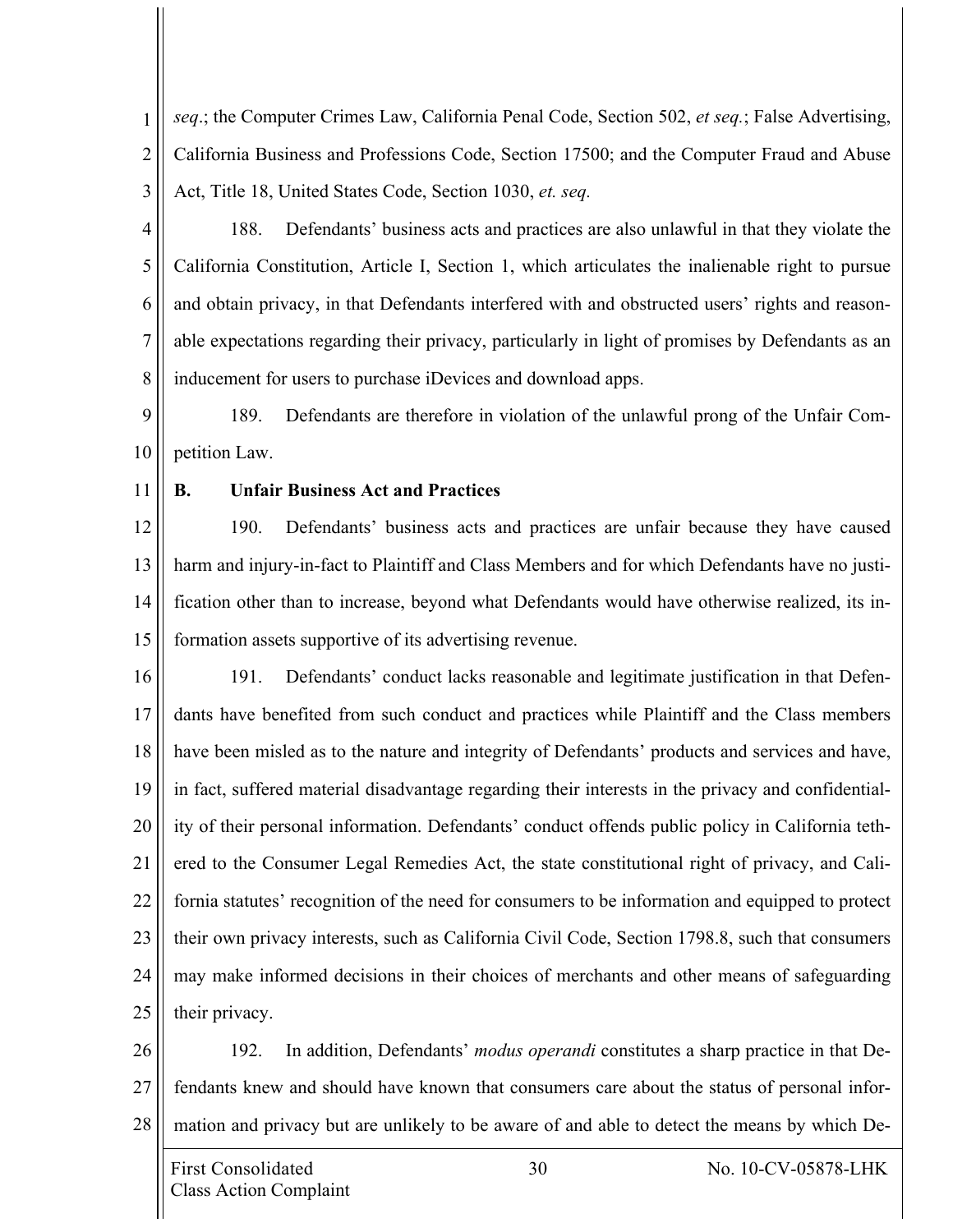*seq.*; the Computer Crimes Law, California Penal Code, Section 502, *et seq.*; False Advertising, California Business and Professions Code, Section 17500; and the Computer Fraud and Abuse Act, Title 18, United States Code, Section 1030, *et. seq.*

188. Defendants' business acts and practices are also unlawful in that they violate the California Constitution, Article I, Section 1, which articulates the inalienable right to pursue and obtain privacy, in that Defendants interfered with and obstructed users' rights and reasonable expectations regarding their privacy, particularly in light of promises by Defendants as an inducement for users to purchase iDevices and download apps.

189. Defendants are therefore in violation of the unlawful prong of the Unfair Competition Law.

**B. Unfair Business Act and Practices**

190. Defendants' business acts and practices are unfair because they have caused harm and injury-in-fact to Plaintiff and Class Members and for which Defendants have no justification other than to increase, beyond what Defendants would have otherwise realized, its information assets supportive of its advertising revenue.

191. Defendants' conduct lacks reasonable and legitimate justification in that Defendants have benefited from such conduct and practices while Plaintiff and the Class members have been misled as to the nature and integrity of Defendants' products and services and have, in fact, suffered material disadvantage regarding their interests in the privacy and confidentiality of their personal information. Defendants' conduct offends public policy in California tethered to the Consumer Legal Remedies Act, the state constitutional right of privacy, and California statutes' recognition of the need for consumers to be information and equipped to protect their own privacy interests, such as California Civil Code, Section 1798.8, such that consumers may make informed decisions in their choices of merchants and other means of safeguarding their privacy.

192. In addition, Defendants' *modus operandi* constitutes a sharp practice in that Defendants knew and should have known that consumers care about the status of personal information and privacy but are unlikely to be aware of and able to detect the means by which De-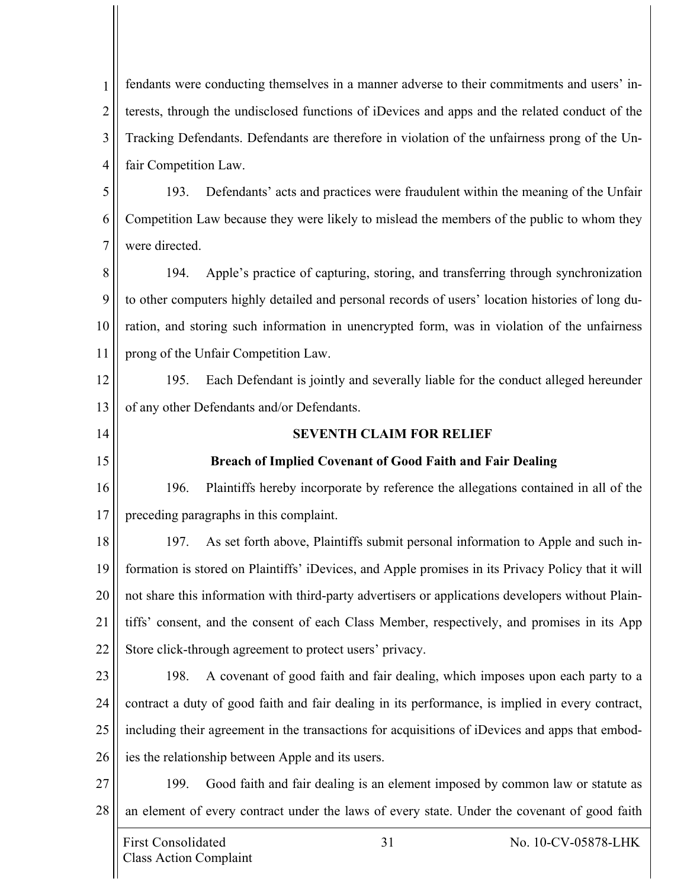fendants were conducting themselves in a manner adverse to their commitments and users' interests, through the undisclosed functions of iDevices and apps and the related conduct of the Tracking Defendants. Defendants are therefore in violation of the unfairness prong of the Unfair Competition Law.

193. Defendants' acts and practices were fraudulent within the meaning of the Unfair Competition Law because they were likely to mislead the members of the public to whom they were directed.

194. Apple's practice of capturing, storing, and transferring through synchronization to other computers highly detailed and personal records of users' location histories of long duration, and storing such information in unencrypted form, was in violation of the unfairness prong of the Unfair Competition Law.

195. Each Defendant is jointly and severally liable for the conduct alleged hereunder of any other Defendants and/or Defendants.

**SEVENTH CLAIM FOR RELIEF**

**Breach of Implied Covenant of Good Faith and Fair Dealing**

196. Plaintiffs hereby incorporate by reference the allegations contained in all of the preceding paragraphs in this complaint.

197. As set forth above, Plaintiffs submit personal information to Apple and such information is stored on Plaintiffs' iDevices, and Apple promises in its Privacy Policy that it will not share this information with third-party advertisers or applications developers without Plaintiffs' consent, and the consent of each Class Member, respectively, and promises in its App Store click-through agreement to protect users' privacy.

198. A covenant of good faith and fair dealing, which imposes upon each party to a contract a duty of good faith and fair dealing in its performance, is implied in every contract, including their agreement in the transactions for acquisitions of iDevices and apps that embodies the relationship between Apple and its users.

199. Good faith and fair dealing is an element imposed by common law or statute as an element of every contract under the laws of every state. Under the covenant of good faith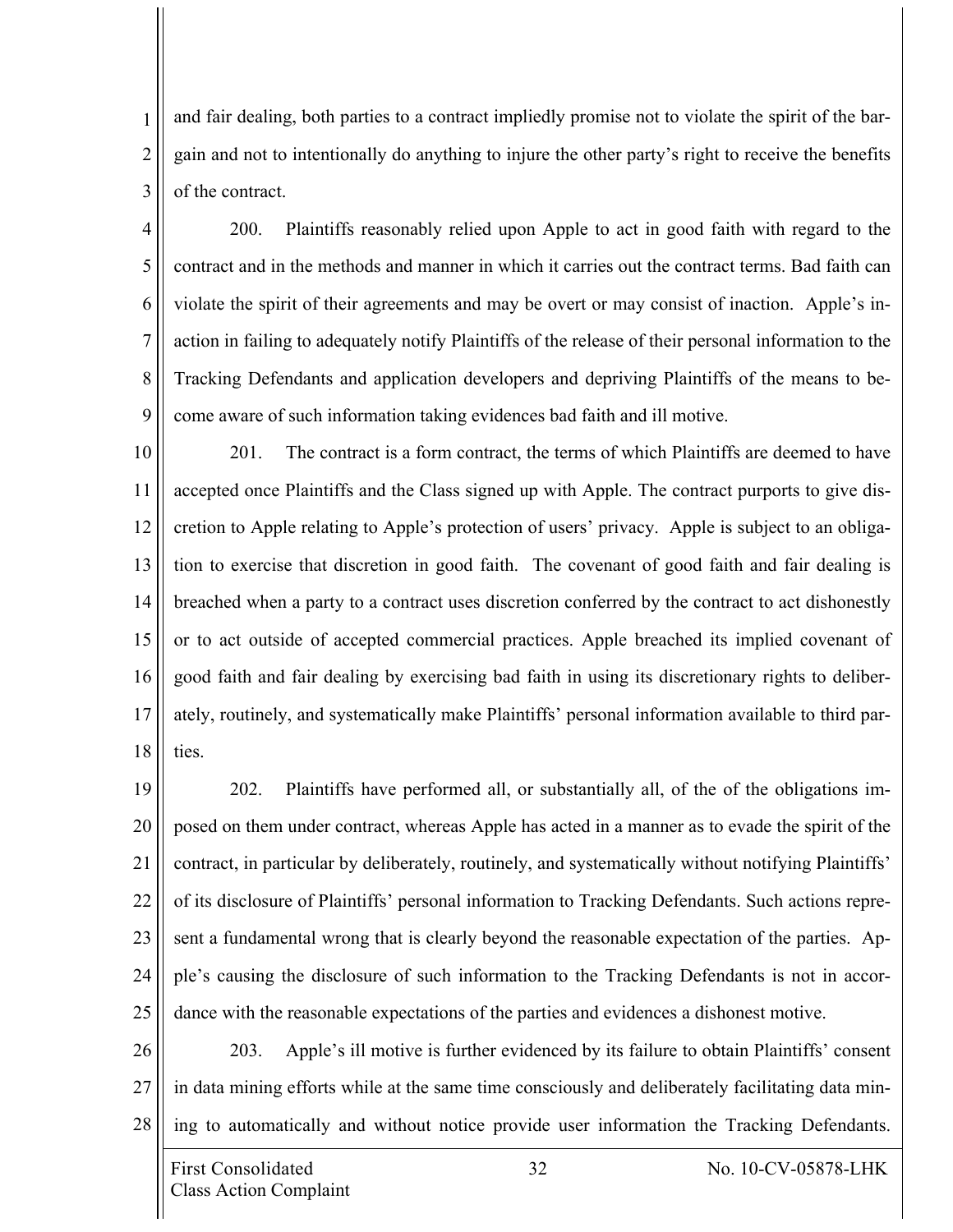and fair dealing, both parties to a contract impliedly promise not to violate the spirit of the bargain and not to intentionally do anything to injure the other party's right to receive the benefits of the contract.

200. Plaintiffs reasonably relied upon Apple to act in good faith with regard to the contract and in the methods and manner in which it carries out the contract terms. Bad faith can violate the spirit of their agreements and may be overt or may consist of inaction. Apple's inaction in failing to adequately notify Plaintiffs of the release of their personal information to the Tracking Defendants and application developers and depriving Plaintiffs of the means to become aware of such information taking evidences bad faith and ill motive.

201. The contract is a form contract, the terms of which Plaintiffs are deemed to have accepted once Plaintiffs and the Class signed up with Apple. The contract purports to give discretion to Apple relating to Apple's protection of users' privacy. Apple is subject to an obligation to exercise that discretion in good faith. The covenant of good faith and fair dealing is breached when a party to a contract uses discretion conferred by the contract to act dishonestly or to act outside of accepted commercial practices. Apple breached its implied covenant of good faith and fair dealing by exercising bad faith in using its discretionary rights to deliberately, routinely, and systematically make Plaintiffs' personal information available to third parties.

202. Plaintiffs have performed all, or substantially all, of the of the obligations imposed on them under contract, whereas Apple has acted in a manner as to evade the spirit of the contract, in particular by deliberately, routinely, and systematically without notifying Plaintiffs' of its disclosure of Plaintiffs' personal information to Tracking Defendants. Such actions represent a fundamental wrong that is clearly beyond the reasonable expectation of the parties. Apple's causing the disclosure of such information to the Tracking Defendants is not in accordance with the reasonable expectations of the parties and evidences a dishonest motive.

203. Apple's ill motive is further evidenced by its failure to obtain Plaintiffs' consent in data mining efforts while at the same time consciously and deliberately facilitating data mining to automatically and without notice provide user information the Tracking Defendants.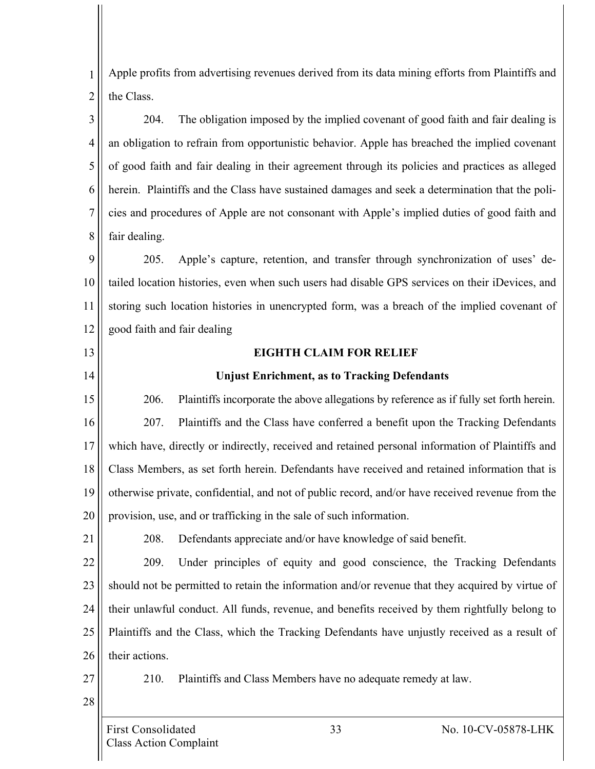Apple profits from advertising revenues derived from its data mining efforts from Plaintiffs and the Class.

204. The obligation imposed by the implied covenant of good faith and fair dealing is an obligation to refrain from opportunistic behavior. Apple has breached the implied covenant of good faith and fair dealing in their agreement through its policies and practices as alleged herein. Plaintiffs and the Class have sustained damages and seek a determination that the policies and procedures of Apple are not consonant with Apple's implied duties of good faith and fair dealing.

205. Apple's capture, retention, and transfer through synchronization of uses' detailed location histories, even when such users had disable GPS services on their iDevices, and storing such location histories in unencrypted form, was a breach of the implied covenant of good faith and fair dealing

**EIGHTH CLAIM FOR RELIEF**

**Unjust Enrichment, as to Tracking Defendants**

206. Plaintiffs incorporate the above allegations by reference as if fully set forth herein.

207. Plaintiffs and the Class have conferred a benefit upon the Tracking Defendants which have, directly or indirectly, received and retained personal information of Plaintiffs and Class Members, as set forth herein. Defendants have received and retained information that is otherwise private, confidential, and not of public record, and/or have received revenue from the provision, use, and or trafficking in the sale of such information.

208. Defendants appreciate and/or have knowledge of said benefit.

209. Under principles of equity and good conscience, the Tracking Defendants should not be permitted to retain the information and/or revenue that they acquired by virtue of their unlawful conduct. All funds, revenue, and benefits received by them rightfully belong to Plaintiffs and the Class, which the Tracking Defendants have unjustly received as a result of their actions.

210. Plaintiffs and Class Members have no adequate remedy at law.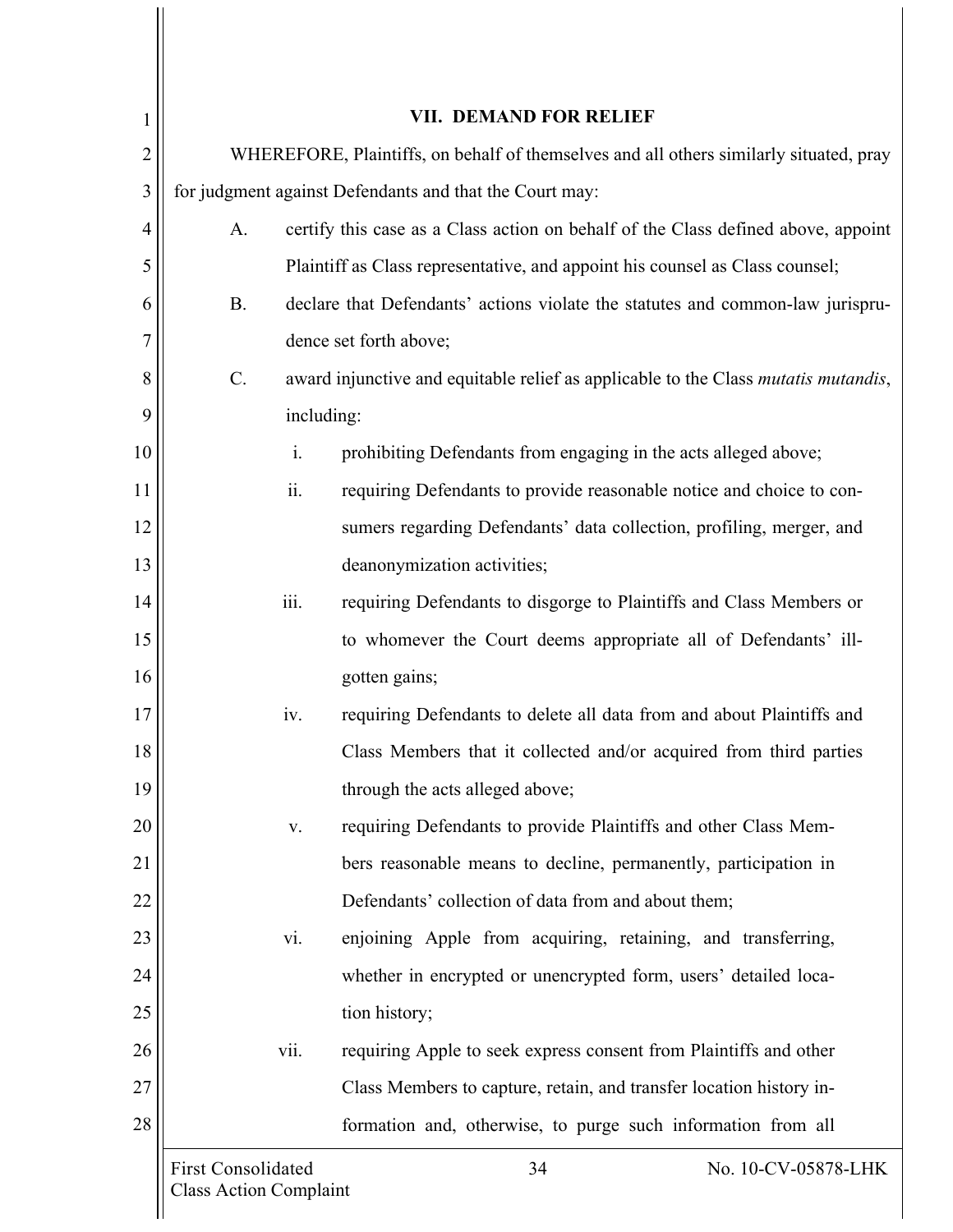## VII. DEMAND FOR RELIEF

WHEREFORE, Plaintiffs, on behalf of themselves and all others similarly situated, pray for judgment against Defendants and that the Court may:

A. certify this case as a Class action on behalf of the Class defined above, appoint Plaintiff as Class representative, and appoint his counsel as Class counsel;

B. declare that Defendants' actions violate the statutes and common-law jurisprudence set forth above;

C. award injunctive and equitable relief as applicable to the Class *mutatis mutandis*, including:

   i. prohibiting Defendants from engaging in the acts alleged above;

   ii. requiring Defendants to provide reasonable notice and choice to consumers regarding Defendants' data collection, profiling, merger, and deanonymization activities;

   iii. requiring Defendants to disgorge to Plaintiffs and Class Members or to whomever the Court deems appropriate all of Defendants' ill-gotten gains;

   iv. requiring Defendants to delete all data from and about Plaintiffs and Class Members that it collected and/or acquired from third parties through the acts alleged above;

   v. requiring Defendants to provide Plaintiffs and other Class Members reasonable means to decline, permanently, participation in Defendants' collection of data from and about them;

   vi. enjoining Apple from acquiring, retaining, and transferring, whether in encrypted or unencrypted form, users' detailed location history;

   vii. requiring Apple to seek express consent from Plaintiffs and other Class Members to capture, retain, and transfer location history information and, otherwise, to purge such information from all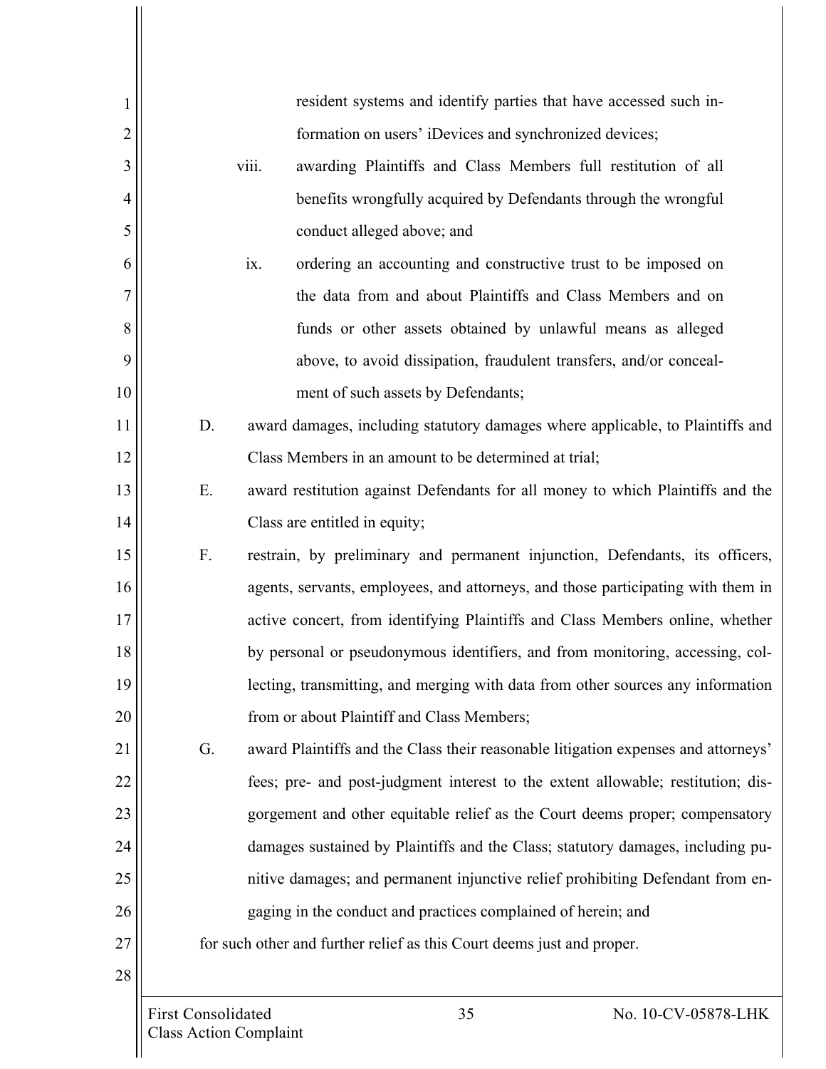resident systems and identify parties that have accessed such information on users' iDevices and synchronized devices;

viii. awarding Plaintiffs and Class Members full restitution of all benefits wrongfully acquired by Defendants through the wrongful conduct alleged above; and

ix. ordering an accounting and constructive trust to be imposed on the data from and about Plaintiffs and Class Members and on funds or other assets obtained by unlawful means as alleged above, to avoid dissipation, fraudulent transfers, and/or concealment of such assets by Defendants;

D. award damages, including statutory damages where applicable, to Plaintiffs and Class Members in an amount to be determined at trial;

E. award restitution against Defendants for all money to which Plaintiffs and the Class are entitled in equity;

F. restrain, by preliminary and permanent injunction, Defendants, its officers, agents, servants, employees, and attorneys, and those participating with them in active concert, from identifying Plaintiffs and Class Members online, whether by personal or pseudonymous identifiers, and from monitoring, accessing, collecting, transmitting, and merging with data from other sources any information from or about Plaintiff and Class Members;

G. award Plaintiffs and the Class their reasonable litigation expenses and attorneys' fees; pre- and post-judgment interest to the extent allowable; restitution; disgorgement and other equitable relief as the Court deems proper; compensatory damages sustained by Plaintiffs and the Class; statutory damages, including punitive damages; and permanent injunctive relief prohibiting Defendant from engaging in the conduct and practices complained of herein; and

for such other and further relief as this Court deems just and proper.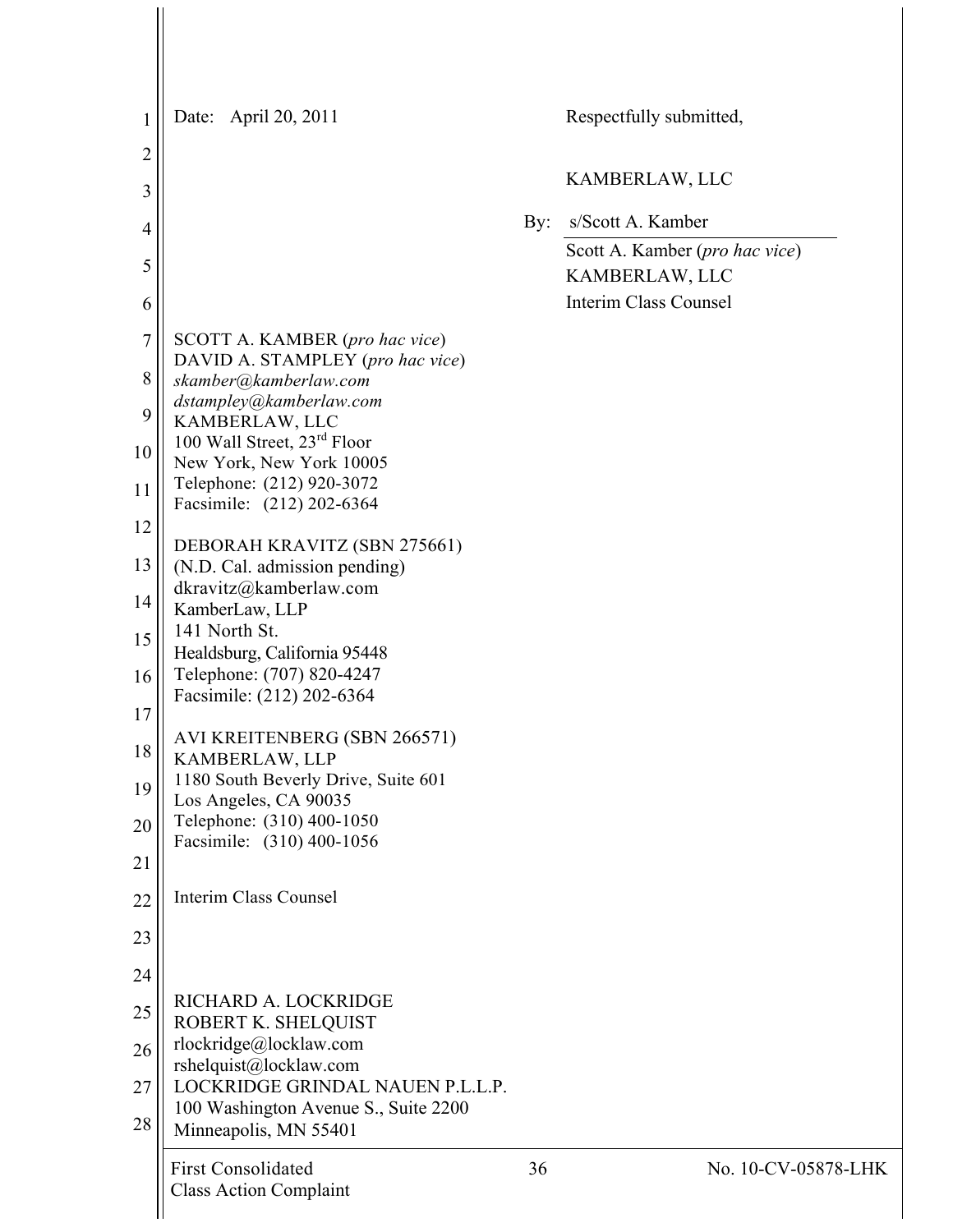Date: April 20, 2011

Respectfully submitted,

KAMBERLAW, LLC

By: s/Scott A. Kamber

Scott A. Kamber (*pro hac vice*)
KAMBERLAW, LLC
Interim Class Counsel

SCOTT A. KAMBER (*pro hac vice*)
DAVID A. STAMPLEY (*pro hac vice*)
*skamber@kamberlaw.com*
*dstampley@kamberlaw.com*
KAMBERLAW, LLC
100 Wall Street, 23rd Floor
New York, New York 10005
Telephone: (212) 920-3072
Facsimile: (212) 202-6364

DEBORAH KRAVITZ (SBN 275661)
(N.D. Cal. admission pending)
dkravitz@kamberlaw.com
KamberLaw, LLP
141 North St.
Healdsburg, California 95448
Telephone: (707) 820-4247
Facsimile: (212) 202-6364

AVI KREITENBERG (SBN 266571)
KAMBERLAW, LLP
1180 South Beverly Drive, Suite 601
Los Angeles, CA 90035
Telephone: (310) 400-1050
Facsimile: (310) 400-1056

Interim Class Counsel

RICHARD A. LOCKRIDGE
ROBERT K. SHELQUIST
rlockridge@locklaw.com
rshelquist@locklaw.com
LOCKRIDGE GRINDAL NAUEN P.L.L.P.
100 Washington Avenue S., Suite 2200
Minneapolis, MN 55401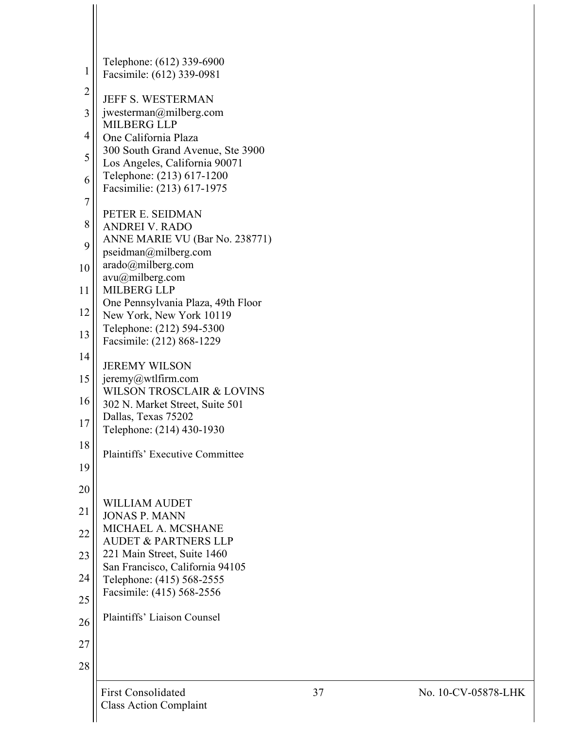Telephone: (612) 339-6900
Facsimile: (612) 339-0981

JEFF S. WESTERMAN
jwesterman@milberg.com
MILBERG LLP
One California Plaza
300 South Grand Avenue, Ste 3900
Los Angeles, California 90071
Telephone: (213) 617-1200
Facsimilie: (213) 617-1975

PETER E. SEIDMAN
ANDREI V. RADO
ANNE MARIE VU (Bar No. 238771)
pseidman@milberg.com
arado@milberg.com
avu@milberg.com
MILBERG LLP
One Pennsylvania Plaza, 49th Floor
New York, New York 10119
Telephone: (212) 594-5300
Facsimile: (212) 868-1229

JEREMY WILSON
jeremy@wtlfirm.com
WILSON TROSCLAIR & LOVINS
302 N. Market Street, Suite 501
Dallas, Texas 75202
Telephone: (214) 430-1930

Plaintiffs' Executive Committee

WILLIAM AUDET
JONAS P. MANN
MICHAEL A. MCSHANE
AUDET & PARTNERS LLP
221 Main Street, Suite 1460
San Francisco, California 94105
Telephone: (415) 568-2555
Facsimile: (415) 568-2556

Plaintiffs' Liaison Counsel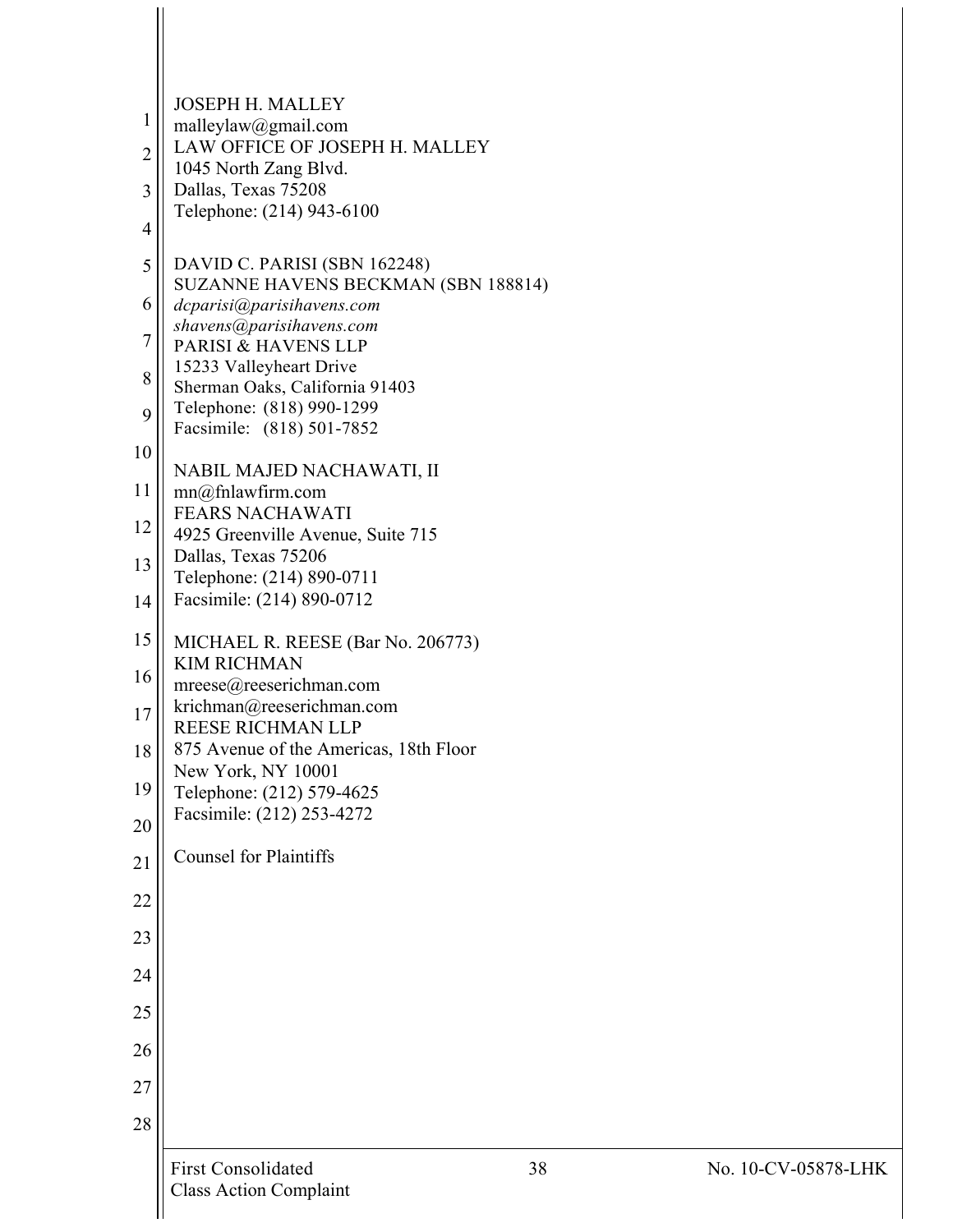JOSEPH H. MALLEY
malleylaw@gmail.com
LAW OFFICE OF JOSEPH H. MALLEY
1045 North Zang Blvd.
Dallas, Texas 75208
Telephone: (214) 943-6100

DAVID C. PARISI (SBN 162248)
SUZANNE HAVENS BECKMAN (SBN 188814)
*dcparisi@parisihavens.com*
*shavens@parisihavens.com*
PARISI & HAVENS LLP
15233 Valleyheart Drive
Sherman Oaks, California 91403
Telephone: (818) 990-1299
Facsimile: (818) 501-7852

NABIL MAJED NACHAWATI, II
mn@fnlawfirm.com
FEARS NACHAWATI
4925 Greenville Avenue, Suite 715
Dallas, Texas 75206
Telephone: (214) 890-0711
Facsimile: (214) 890-0712

MICHAEL R. REESE (Bar No. 206773)
KIM RICHMAN
mreese@reeserichman.com
krichman@reeserichman.com
REESE RICHMAN LLP
875 Avenue of the Americas, 18th Floor
New York, NY 10001
Telephone: (212) 579-4625
Facsimile: (212) 253-4272

Counsel for Plaintiffs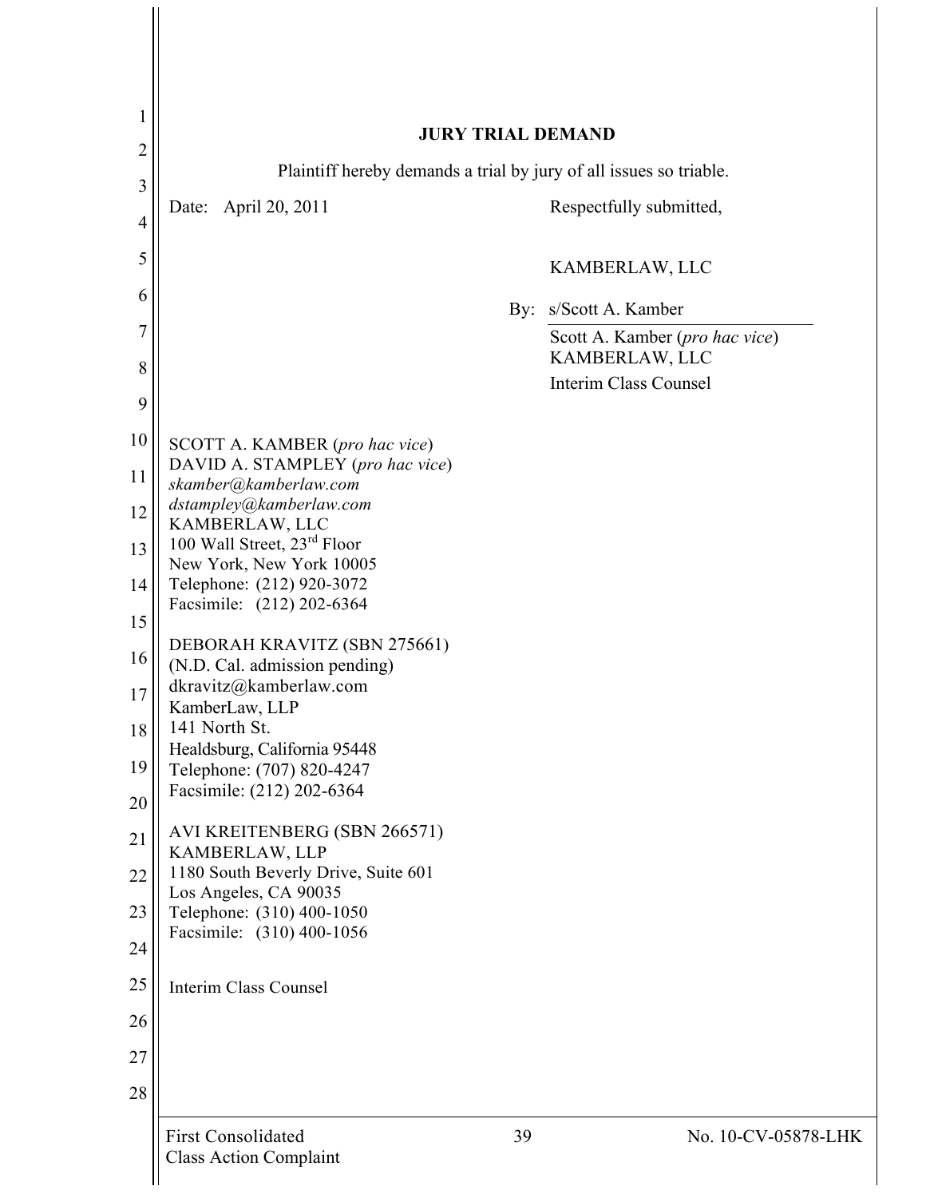## JURY TRIAL DEMAND

Plaintiff hereby demands a trial by jury of all issues so triable.

Date: April 20, 2011

Respectfully submitted,

KAMBERLAW, LLC

By: s/Scott A. Kamber

Scott A. Kamber (*pro hac vice*)
KAMBERLAW, LLC
Interim Class Counsel

SCOTT A. KAMBER (*pro hac vice*)
DAVID A. STAMPLEY (*pro hac vice*)
*skamber@kamberlaw.com*
*dstampley@kamberlaw.com*
KAMBERLAW, LLC
100 Wall Street, 23rd Floor
New York, New York 10005
Telephone: (212) 920-3072
Facsimile: (212) 202-6364

DEBORAH KRAVITZ (SBN 275661)
(N.D. Cal. admission pending)
dkravitz@kamberlaw.com
KamberLaw, LLP
141 North St.
Healdsburg, California 95448
Telephone: (707) 820-4247
Facsimile: (212) 202-6364

AVI KREITENBERG (SBN 266571)
KAMBERLAW, LLP
1180 South Beverly Drive, Suite 601
Los Angeles, CA 90035
Telephone: (310) 400-1050
Facsimile: (310) 400-1056

Interim Class Counsel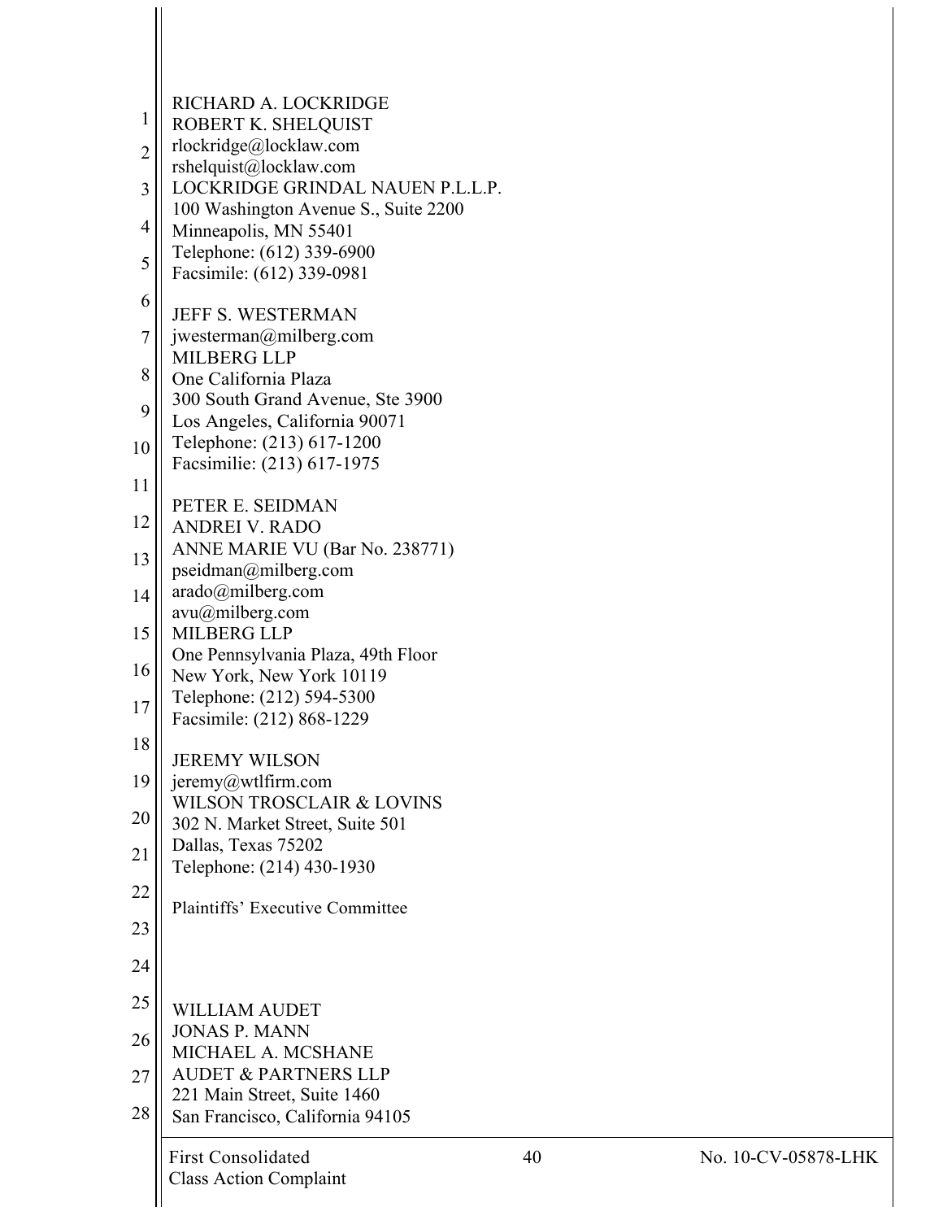RICHARD A. LOCKRIDGE
ROBERT K. SHELQUIST
rlockridge@locklaw.com
rshelquist@locklaw.com
LOCKRIDGE GRINDAL NAUEN P.L.L.P.
100 Washington Avenue S., Suite 2200
Minneapolis, MN 55401
Telephone: (612) 339-6900
Facsimile: (612) 339-0981

JEFF S. WESTERMAN
jwesterman@milberg.com
MILBERG LLP
One California Plaza
300 South Grand Avenue, Ste 3900
Los Angeles, California 90071
Telephone: (213) 617-1200
Facsimilie: (213) 617-1975

PETER E. SEIDMAN
ANDREI V. RADO
ANNE MARIE VU (Bar No. 238771)
pseidman@milberg.com
arado@milberg.com
avu@milberg.com
MILBERG LLP
One Pennsylvania Plaza, 49th Floor
New York, New York 10119
Telephone: (212) 594-5300
Facsimile: (212) 868-1229

JEREMY WILSON
jeremy@wtlfirm.com
WILSON TROSCLAIR & LOVINS
302 N. Market Street, Suite 501
Dallas, Texas 75202
Telephone: (214) 430-1930

Plaintiffs' Executive Committee

WILLIAM AUDET
JONAS P. MANN
MICHAEL A. MCSHANE
AUDET & PARTNERS LLP
221 Main Street, Suite 1460
San Francisco, California 94105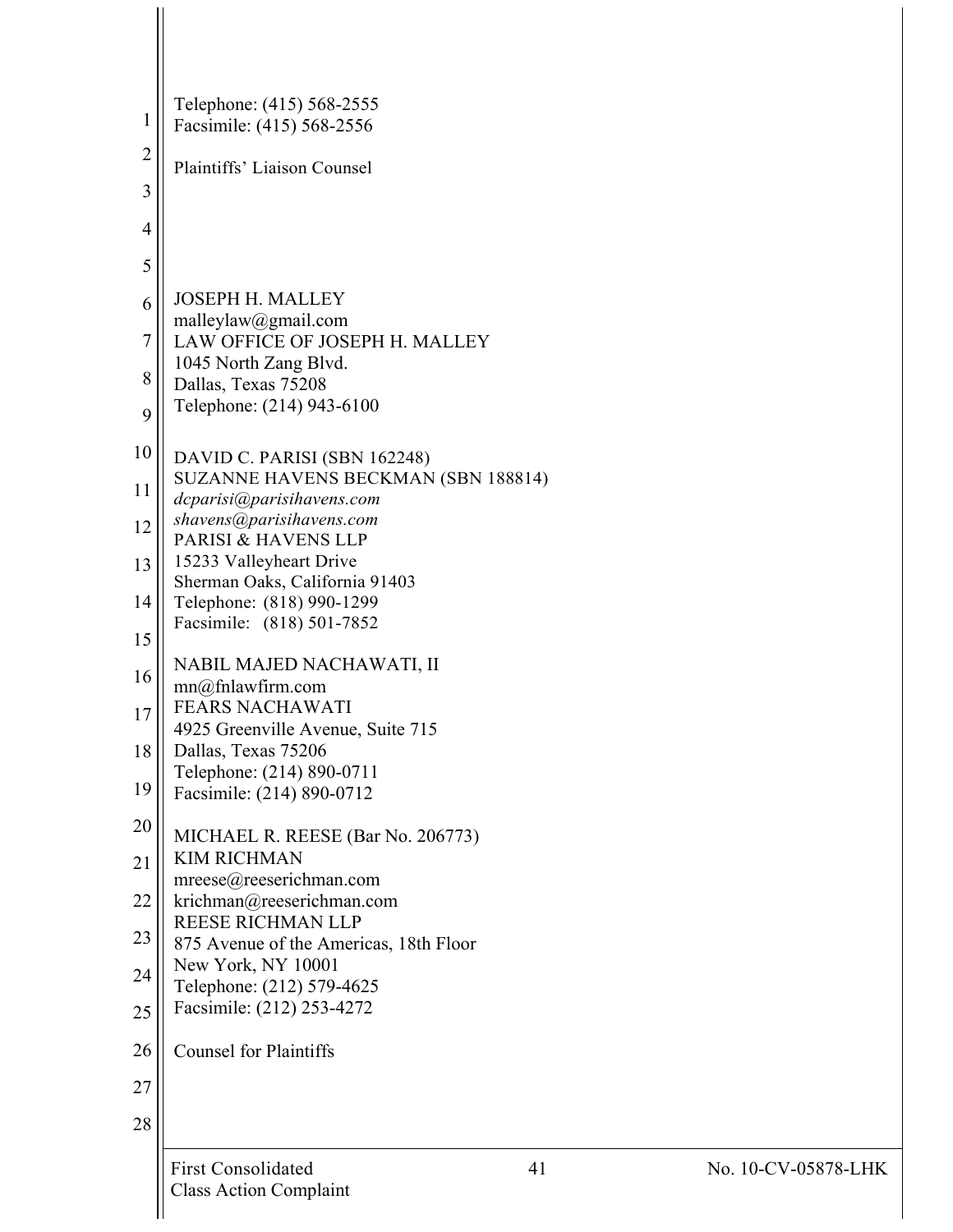Telephone: (415) 568-2555
Facsimile: (415) 568-2556

Plaintiffs' Liaison Counsel

JOSEPH H. MALLEY
malleylaw@gmail.com
LAW OFFICE OF JOSEPH H. MALLEY
1045 North Zang Blvd.
Dallas, Texas 75208
Telephone: (214) 943-6100

DAVID C. PARISI (SBN 162248)
SUZANNE HAVENS BECKMAN (SBN 188814)
*dcparisi@parisihavens.com*
*shavens@parisihavens.com*
PARISI & HAVENS LLP
15233 Valleyheart Drive
Sherman Oaks, California 91403
Telephone: (818) 990-1299
Facsimile: (818) 501-7852

NABIL MAJED NACHAWATI, II
mn@fnlawfirm.com
FEARS NACHAWATI
4925 Greenville Avenue, Suite 715
Dallas, Texas 75206
Telephone: (214) 890-0711
Facsimile: (214) 890-0712

MICHAEL R. REESE (Bar No. 206773)
KIM RICHMAN
mreese@reeserichman.com
krichman@reeserichman.com
REESE RICHMAN LLP
875 Avenue of the Americas, 18th Floor
New York, NY 10001
Telephone: (212) 579-4625
Facsimile: (212) 253-4272

Counsel for Plaintiffs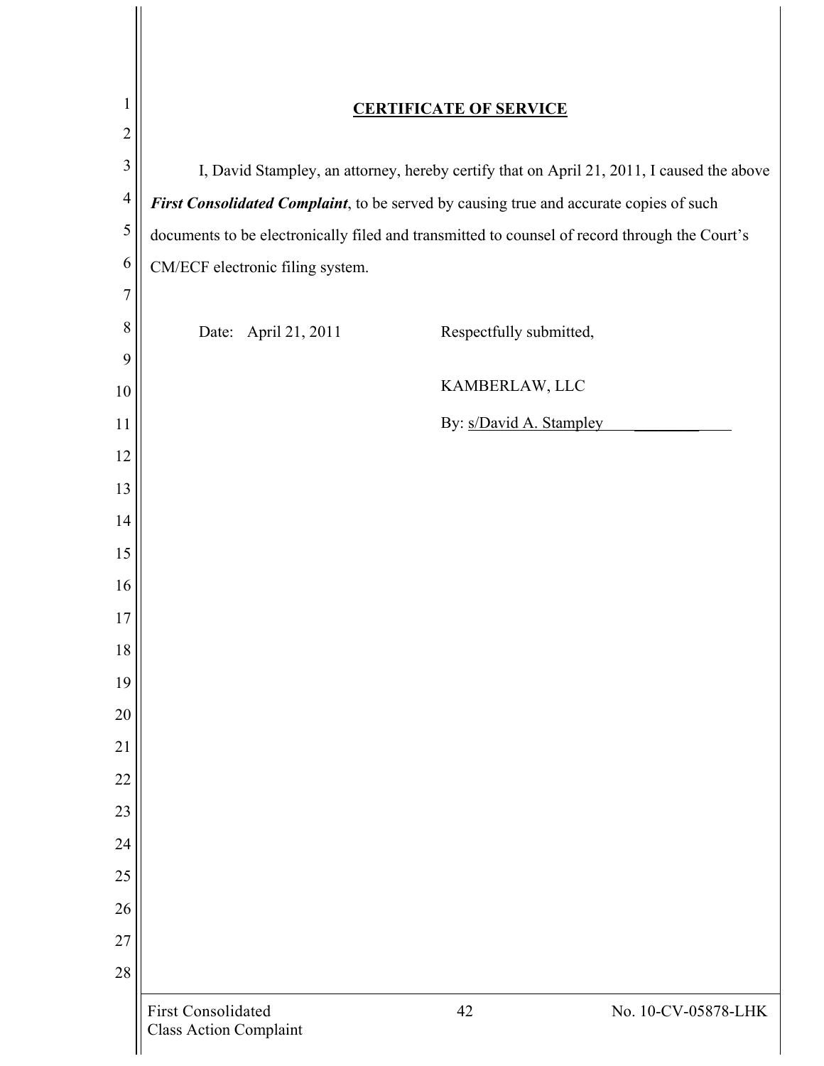## CERTIFICATE OF SERVICE

I, David Stampley, an attorney, hereby certify that on April 21, 2011, I caused the above ***First Consolidated Complaint***, to be served by causing true and accurate copies of such documents to be electronically filed and transmitted to counsel of record through the Court's CM/ECF electronic filing system.

Date: April 21, 2011

Respectfully submitted,

KAMBERLAW, LLC

By: s/David A. Stampley